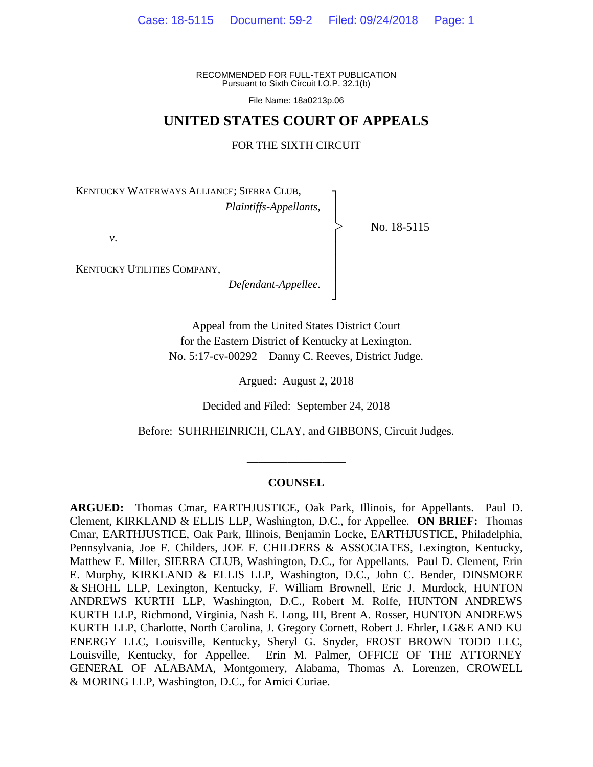RECOMMENDED FOR FULL-TEXT PUBLICATION
Pursuant to Sixth Circuit I.O.P. 32.1(b)

File Name: 18a0213p.06

# UNITED STATES COURT OF APPEALS

## FOR THE SIXTH CIRCUIT

KENTUCKY WATERWAYS ALLIANCE; SIERRA CLUB,
*Plaintiffs-Appellants*,

*v*.

KENTUCKY UTILITIES COMPANY,
*Defendant-Appellee*.

No. 18-5115

Appeal from the United States District Court
for the Eastern District of Kentucky at Lexington.
No. 5:17-cv-00292—Danny C. Reeves, District Judge.

Argued: August 2, 2018

Decided and Filed: September 24, 2018

Before: SUHRHEINRICH, CLAY, and GIBBONS, Circuit Judges.

## COUNSEL

**ARGUED:** Thomas Cmar, EARTHJUSTICE, Oak Park, Illinois, for Appellants. Paul D. Clement, KIRKLAND & ELLIS LLP, Washington, D.C., for Appellee. **ON BRIEF:** Thomas Cmar, EARTHJUSTICE, Oak Park, Illinois, Benjamin Locke, EARTHJUSTICE, Philadelphia, Pennsylvania, Joe F. Childers, JOE F. CHILDERS & ASSOCIATES, Lexington, Kentucky, Matthew E. Miller, SIERRA CLUB, Washington, D.C., for Appellants. Paul D. Clement, Erin E. Murphy, KIRKLAND & ELLIS LLP, Washington, D.C., John C. Bender, DINSMORE & SHOHL LLP, Lexington, Kentucky, F. William Brownell, Eric J. Murdock, HUNTON ANDREWS KURTH LLP, Washington, D.C., Robert M. Rolfe, HUNTON ANDREWS KURTH LLP, Richmond, Virginia, Nash E. Long, III, Brent A. Rosser, HUNTON ANDREWS KURTH LLP, Charlotte, North Carolina, J. Gregory Cornett, Robert J. Ehrler, LG&E AND KU ENERGY LLC, Louisville, Kentucky, Sheryl G. Snyder, FROST BROWN TODD LLC, Louisville, Kentucky, for Appellee. Erin M. Palmer, OFFICE OF THE ATTORNEY GENERAL OF ALABAMA, Montgomery, Alabama, Thomas A. Lorenzen, CROWELL & MORING LLP, Washington, D.C., for Amici Curiae.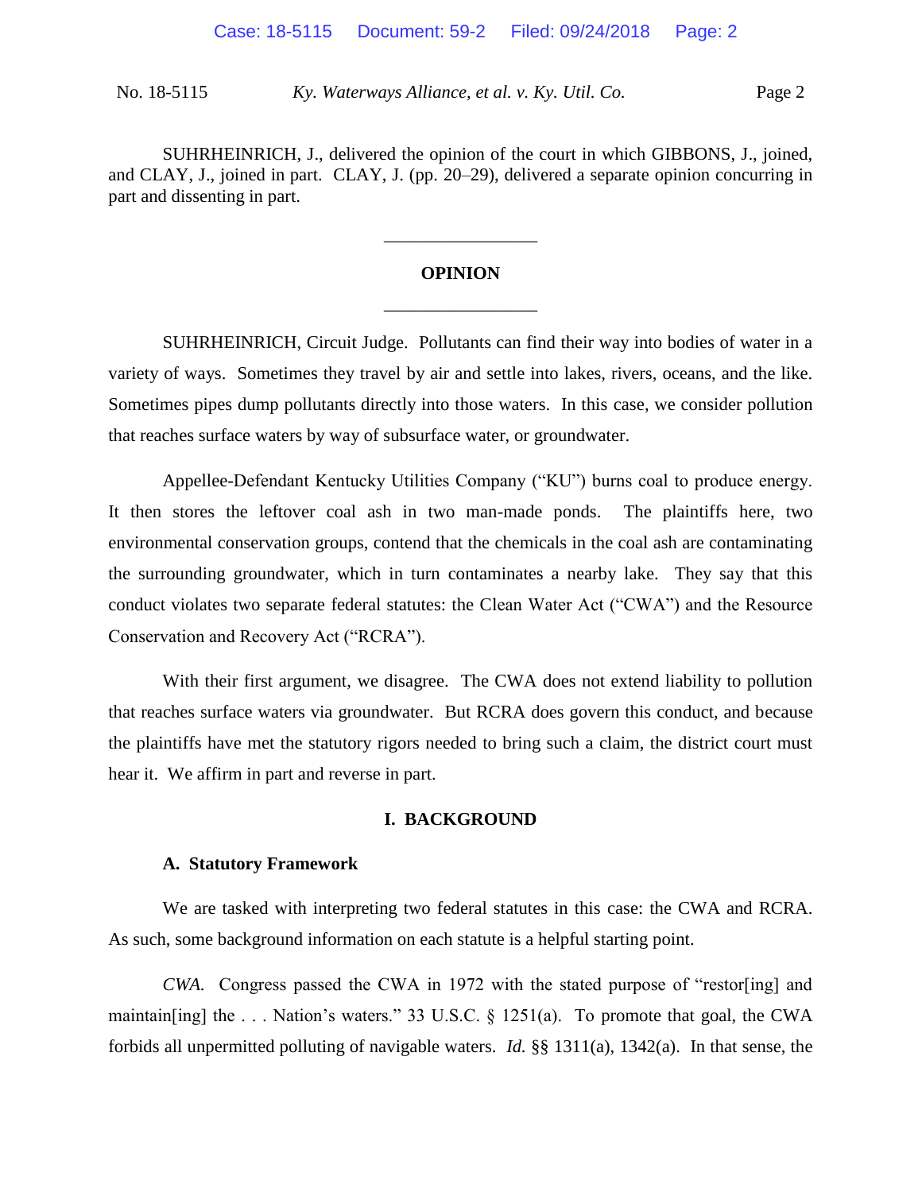SUHRHEINRICH, J., delivered the opinion of the court in which GIBBONS, J., joined, and CLAY, J., joined in part. CLAY, J. (pp. 20–29), delivered a separate opinion concurring in part and dissenting in part.

---

**OPINION**

---

SUHRHEINRICH, Circuit Judge. Pollutants can find their way into bodies of water in a variety of ways. Sometimes they travel by air and settle into lakes, rivers, oceans, and the like. Sometimes pipes dump pollutants directly into those waters. In this case, we consider pollution that reaches surface waters by way of subsurface water, or groundwater.

Appellee-Defendant Kentucky Utilities Company ("KU") burns coal to produce energy. It then stores the leftover coal ash in two man-made ponds. The plaintiffs here, two environmental conservation groups, contend that the chemicals in the coal ash are contaminating the surrounding groundwater, which in turn contaminates a nearby lake. They say that this conduct violates two separate federal statutes: the Clean Water Act ("CWA") and the Resource Conservation and Recovery Act ("RCRA").

With their first argument, we disagree. The CWA does not extend liability to pollution that reaches surface waters via groundwater. But RCRA does govern this conduct, and because the plaintiffs have met the statutory rigors needed to bring such a claim, the district court must hear it. We affirm in part and reverse in part.

## I. BACKGROUND

### A. Statutory Framework

We are tasked with interpreting two federal statutes in this case: the CWA and RCRA. As such, some background information on each statute is a helpful starting point.

*CWA.* Congress passed the CWA in 1972 with the stated purpose of "restor[ing] and maintain[ing] the . . . Nation's waters." 33 U.S.C. § 1251(a). To promote that goal, the CWA forbids all unpermitted polluting of navigable waters. *Id.* §§ 1311(a), 1342(a). In that sense, the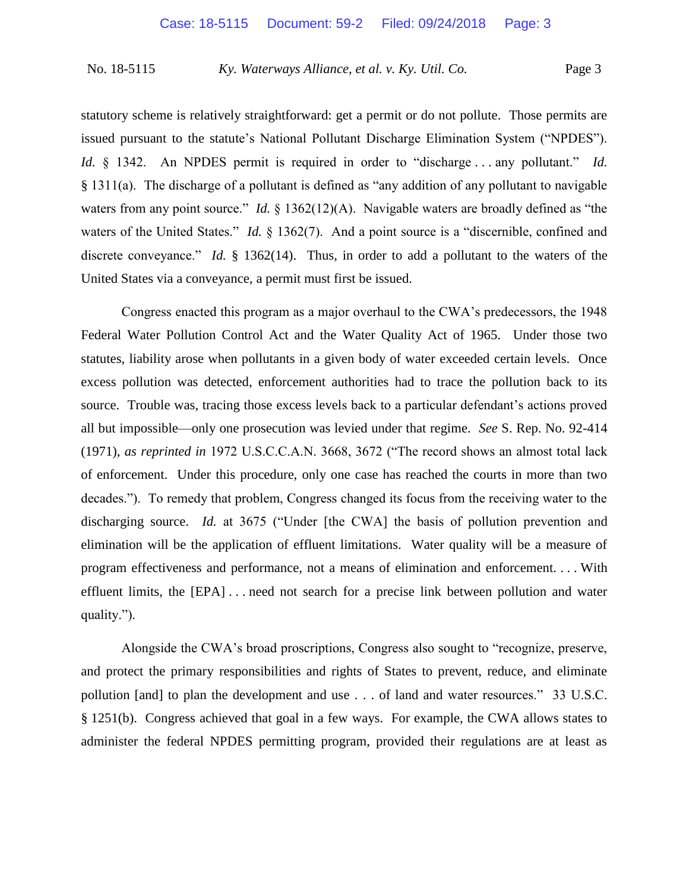statutory scheme is relatively straightforward: get a permit or do not pollute. Those permits are issued pursuant to the statute's National Pollutant Discharge Elimination System ("NPDES"). *Id.* § 1342. An NPDES permit is required in order to "discharge . . . any pollutant." *Id.* § 1311(a). The discharge of a pollutant is defined as "any addition of any pollutant to navigable waters from any point source." *Id.* § 1362(12)(A). Navigable waters are broadly defined as "the waters of the United States." *Id.* § 1362(7). And a point source is a "discernible, confined and discrete conveyance." *Id.* § 1362(14). Thus, in order to add a pollutant to the waters of the United States via a conveyance, a permit must first be issued.

Congress enacted this program as a major overhaul to the CWA's predecessors, the 1948 Federal Water Pollution Control Act and the Water Quality Act of 1965. Under those two statutes, liability arose when pollutants in a given body of water exceeded certain levels. Once excess pollution was detected, enforcement authorities had to trace the pollution back to its source. Trouble was, tracing those excess levels back to a particular defendant's actions proved all but impossible—only one prosecution was levied under that regime. *See* S. Rep. No. 92-414 (1971), *as reprinted in* 1972 U.S.C.C.A.N. 3668, 3672 ("The record shows an almost total lack of enforcement. Under this procedure, only one case has reached the courts in more than two decades."). To remedy that problem, Congress changed its focus from the receiving water to the discharging source. *Id.* at 3675 ("Under [the CWA] the basis of pollution prevention and elimination will be the application of effluent limitations. Water quality will be a measure of program effectiveness and performance, not a means of elimination and enforcement. . . . With effluent limits, the [EPA] . . . need not search for a precise link between pollution and water quality.").

Alongside the CWA's broad proscriptions, Congress also sought to "recognize, preserve, and protect the primary responsibilities and rights of States to prevent, reduce, and eliminate pollution [and] to plan the development and use . . . of land and water resources." 33 U.S.C. § 1251(b). Congress achieved that goal in a few ways. For example, the CWA allows states to administer the federal NPDES permitting program, provided their regulations are at least as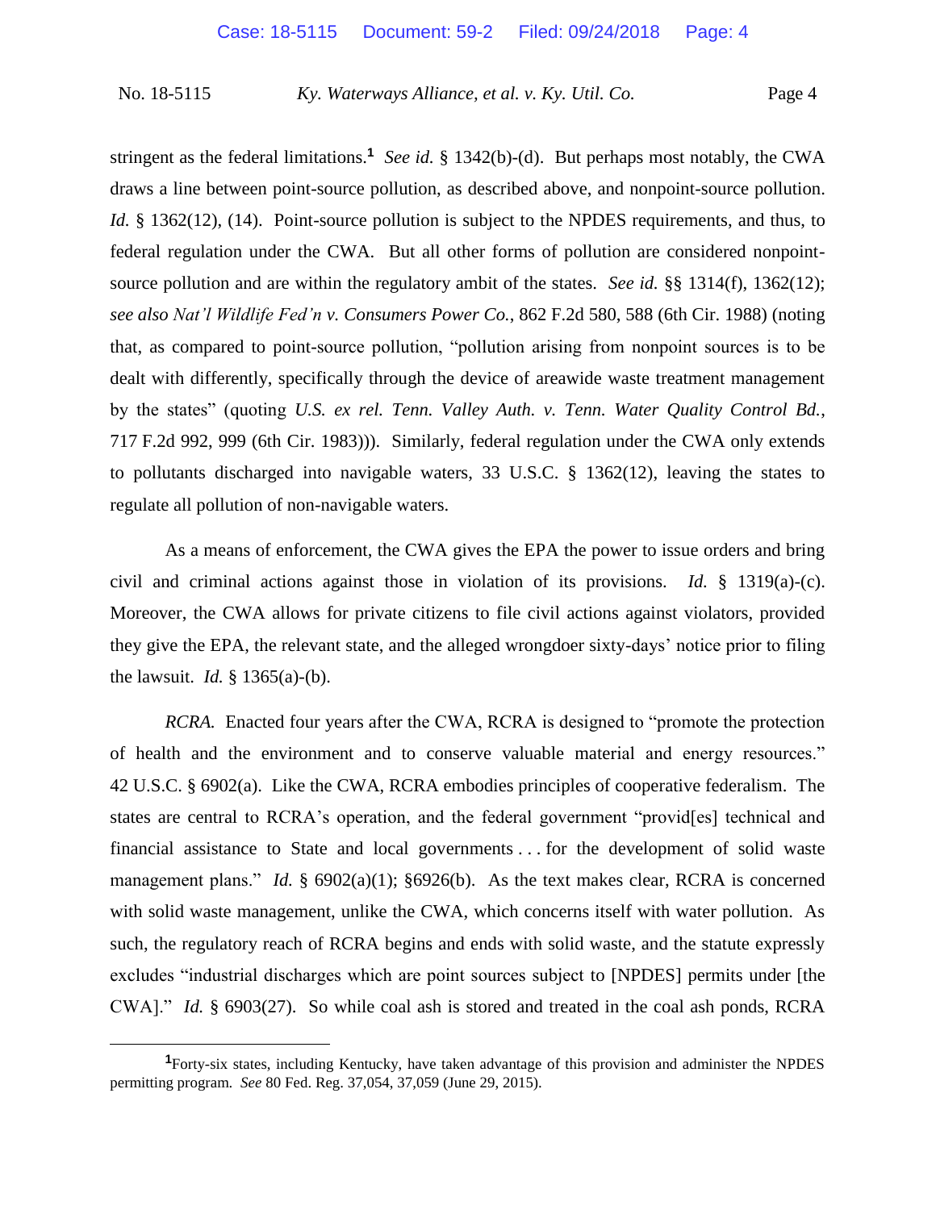stringent as the federal limitations.[1] *See id.* § 1342(b)-(d). But perhaps most notably, the CWA draws a line between point-source pollution, as described above, and nonpoint-source pollution. *Id.* § 1362(12), (14). Point-source pollution is subject to the NPDES requirements, and thus, to federal regulation under the CWA. But all other forms of pollution are considered nonpoint-source pollution and are within the regulatory ambit of the states. *See id.* §§ 1314(f), 1362(12); *see also Nat'l Wildlife Fed'n v. Consumers Power Co.*, 862 F.2d 580, 588 (6th Cir. 1988) (noting that, as compared to point-source pollution, "pollution arising from nonpoint sources is to be dealt with differently, specifically through the device of areawide waste treatment management by the states" (quoting *U.S. ex rel. Tenn. Valley Auth. v. Tenn. Water Quality Control Bd.*, 717 F.2d 992, 999 (6th Cir. 1983))). Similarly, federal regulation under the CWA only extends to pollutants discharged into navigable waters, 33 U.S.C. § 1362(12), leaving the states to regulate all pollution of non-navigable waters.

As a means of enforcement, the CWA gives the EPA the power to issue orders and bring civil and criminal actions against those in violation of its provisions. *Id.* § 1319(a)-(c). Moreover, the CWA allows for private citizens to file civil actions against violators, provided they give the EPA, the relevant state, and the alleged wrongdoer sixty-days' notice prior to filing the lawsuit. *Id.* § 1365(a)-(b).

*RCRA.* Enacted four years after the CWA, RCRA is designed to "promote the protection of health and the environment and to conserve valuable material and energy resources." 42 U.S.C. § 6902(a). Like the CWA, RCRA embodies principles of cooperative federalism. The states are central to RCRA's operation, and the federal government "provid[es] technical and financial assistance to State and local governments . . . for the development of solid waste management plans." *Id.* § 6902(a)(1); §6926(b). As the text makes clear, RCRA is concerned with solid waste management, unlike the CWA, which concerns itself with water pollution. As such, the regulatory reach of RCRA begins and ends with solid waste, and the statute expressly excludes "industrial discharges which are point sources subject to [NPDES] permits under [the CWA]." *Id.* § 6903(27). So while coal ash is stored and treated in the coal ash ponds, RCRA

[1] Forty-six states, including Kentucky, have taken advantage of this provision and administer the NPDES permitting program. *See* 80 Fed. Reg. 37,054, 37,059 (June 29, 2015).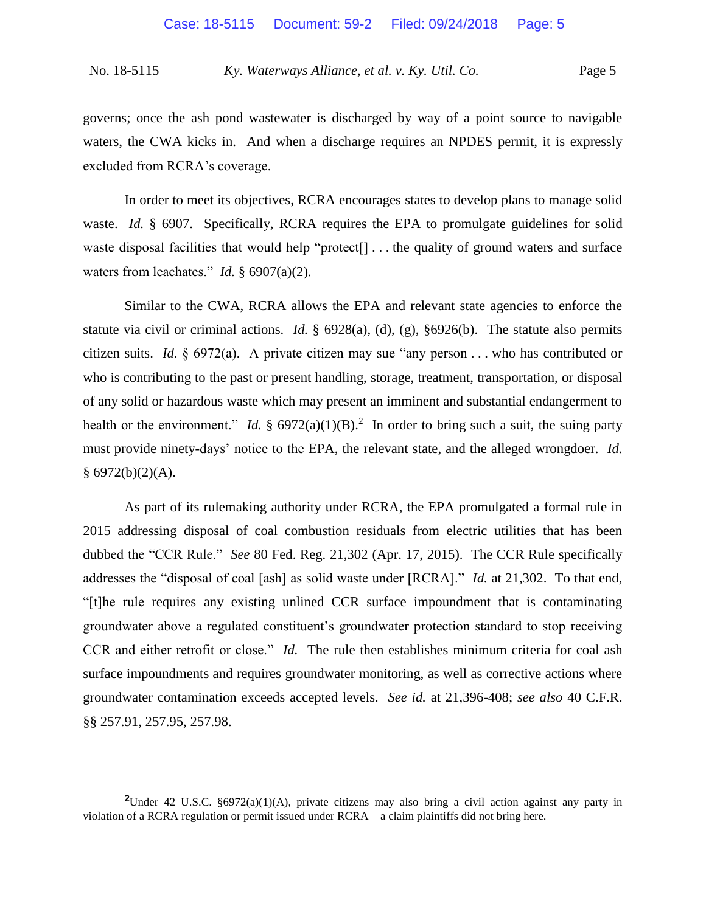governs; once the ash pond wastewater is discharged by way of a point source to navigable waters, the CWA kicks in. And when a discharge requires an NPDES permit, it is expressly excluded from RCRA's coverage.

In order to meet its objectives, RCRA encourages states to develop plans to manage solid waste. *Id.* § 6907. Specifically, RCRA requires the EPA to promulgate guidelines for solid waste disposal facilities that would help "protect[] . . . the quality of ground waters and surface waters from leachates." *Id.* § 6907(a)(2).

Similar to the CWA, RCRA allows the EPA and relevant state agencies to enforce the statute via civil or criminal actions. *Id.* § 6928(a), (d), (g), §6926(b). The statute also permits citizen suits. *Id.* § 6972(a). A private citizen may sue "any person . . . who has contributed or who is contributing to the past or present handling, storage, treatment, transportation, or disposal of any solid or hazardous waste which may present an imminent and substantial endangerment to health or the environment." *Id.* § 6972(a)(1)(B).[2] In order to bring such a suit, the suing party must provide ninety-days' notice to the EPA, the relevant state, and the alleged wrongdoer. *Id.* § 6972(b)(2)(A).

As part of its rulemaking authority under RCRA, the EPA promulgated a formal rule in 2015 addressing disposal of coal combustion residuals from electric utilities that has been dubbed the "CCR Rule." *See* 80 Fed. Reg. 21,302 (Apr. 17, 2015). The CCR Rule specifically addresses the "disposal of coal [ash] as solid waste under [RCRA]." *Id.* at 21,302. To that end, "[t]he rule requires any existing unlined CCR surface impoundment that is contaminating groundwater above a regulated constituent's groundwater protection standard to stop receiving CCR and either retrofit or close." *Id.* The rule then establishes minimum criteria for coal ash surface impoundments and requires groundwater monitoring, as well as corrective actions where groundwater contamination exceeds accepted levels. *See id.* at 21,396-408; *see also* 40 C.F.R. §§ 257.91, 257.95, 257.98.

---

[2] Under 42 U.S.C. §6972(a)(1)(A), private citizens may also bring a civil action against any party in violation of a RCRA regulation or permit issued under RCRA – a claim plaintiffs did not bring here.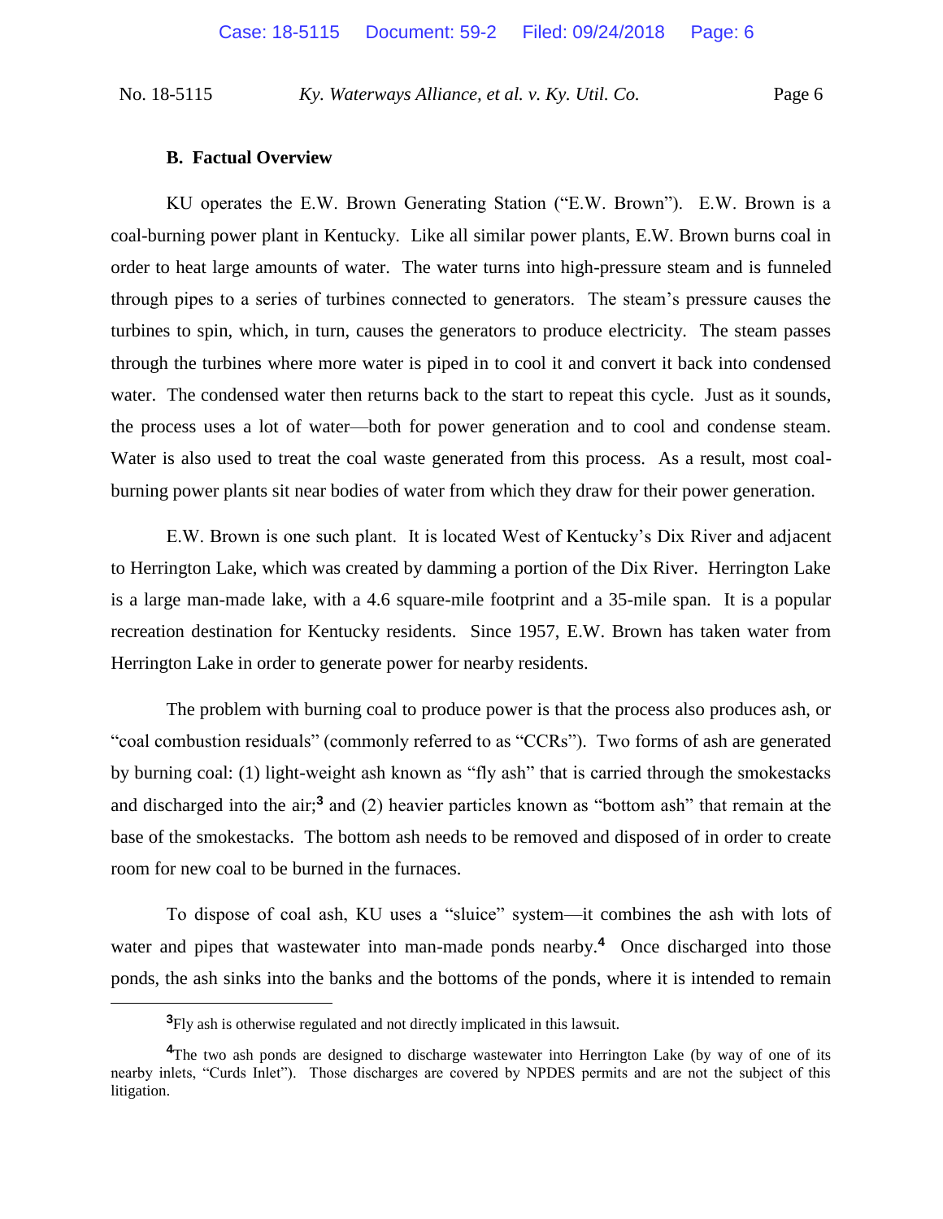### B. Factual Overview

KU operates the E.W. Brown Generating Station ("E.W. Brown"). E.W. Brown is a coal-burning power plant in Kentucky. Like all similar power plants, E.W. Brown burns coal in order to heat large amounts of water. The water turns into high-pressure steam and is funneled through pipes to a series of turbines connected to generators. The steam's pressure causes the turbines to spin, which, in turn, causes the generators to produce electricity. The steam passes through the turbines where more water is piped in to cool it and convert it back into condensed water. The condensed water then returns back to the start to repeat this cycle. Just as it sounds, the process uses a lot of water—both for power generation and to cool and condense steam. Water is also used to treat the coal waste generated from this process. As a result, most coal-burning power plants sit near bodies of water from which they draw for their power generation.

E.W. Brown is one such plant. It is located West of Kentucky's Dix River and adjacent to Herrington Lake, which was created by damming a portion of the Dix River. Herrington Lake is a large man-made lake, with a 4.6 square-mile footprint and a 35-mile span. It is a popular recreation destination for Kentucky residents. Since 1957, E.W. Brown has taken water from Herrington Lake in order to generate power for nearby residents.

The problem with burning coal to produce power is that the process also produces ash, or "coal combustion residuals" (commonly referred to as "CCRs"). Two forms of ash are generated by burning coal: (1) light-weight ash known as "fly ash" that is carried through the smokestacks and discharged into the air;[3] and (2) heavier particles known as "bottom ash" that remain at the base of the smokestacks. The bottom ash needs to be removed and disposed of in order to create room for new coal to be burned in the furnaces.

To dispose of coal ash, KU uses a "sluice" system—it combines the ash with lots of water and pipes that wastewater into man-made ponds nearby.[4] Once discharged into those ponds, the ash sinks into the banks and the bottoms of the ponds, where it is intended to remain

---

[3] Fly ash is otherwise regulated and not directly implicated in this lawsuit.

[4] The two ash ponds are designed to discharge wastewater into Herrington Lake (by way of one of its nearby inlets, "Curds Inlet"). Those discharges are covered by NPDES permits and are not the subject of this litigation.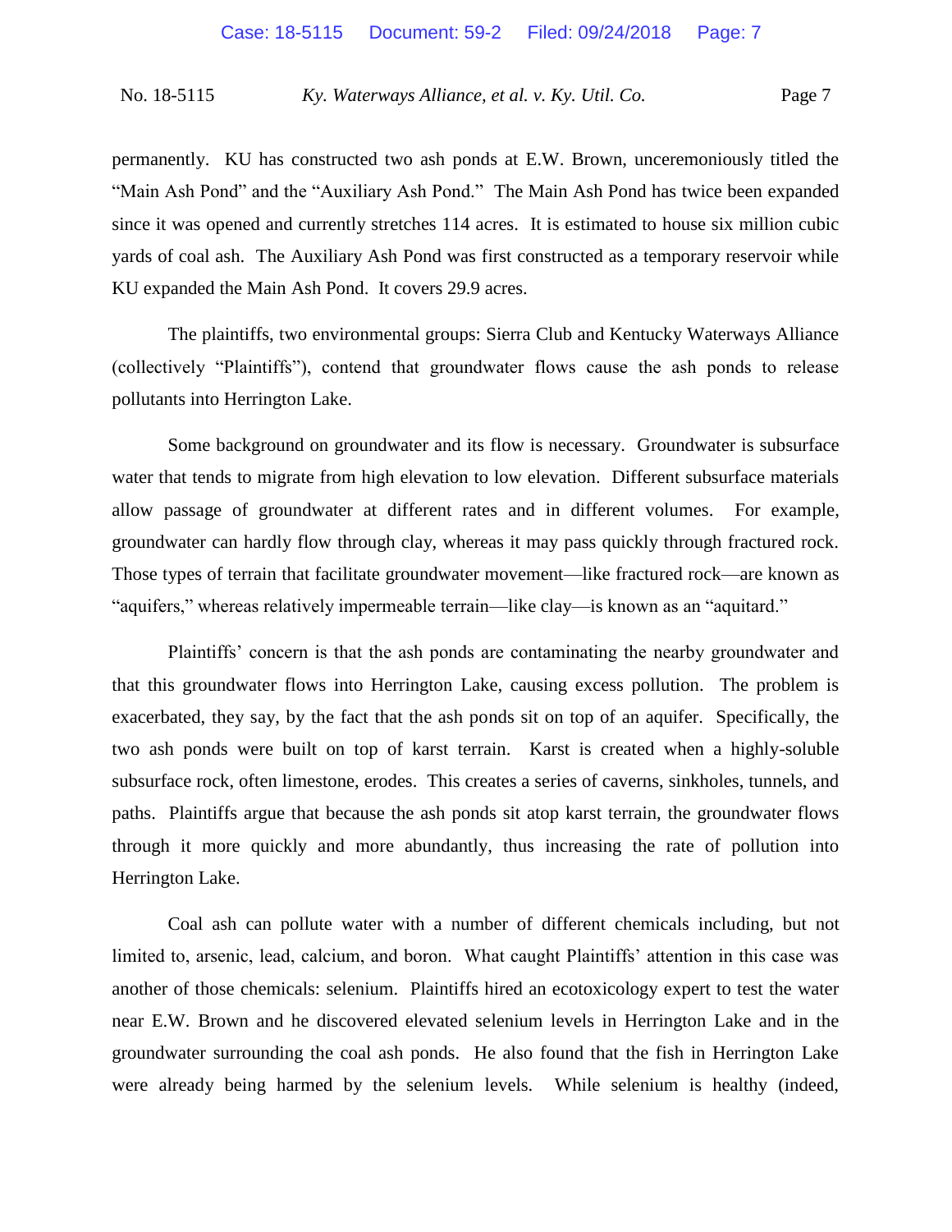permanently. KU has constructed two ash ponds at E.W. Brown, unceremoniously titled the "Main Ash Pond" and the "Auxiliary Ash Pond." The Main Ash Pond has twice been expanded since it was opened and currently stretches 114 acres. It is estimated to house six million cubic yards of coal ash. The Auxiliary Ash Pond was first constructed as a temporary reservoir while KU expanded the Main Ash Pond. It covers 29.9 acres.

The plaintiffs, two environmental groups: Sierra Club and Kentucky Waterways Alliance (collectively "Plaintiffs"), contend that groundwater flows cause the ash ponds to release pollutants into Herrington Lake.

Some background on groundwater and its flow is necessary. Groundwater is subsurface water that tends to migrate from high elevation to low elevation. Different subsurface materials allow passage of groundwater at different rates and in different volumes. For example, groundwater can hardly flow through clay, whereas it may pass quickly through fractured rock. Those types of terrain that facilitate groundwater movement—like fractured rock—are known as "aquifers," whereas relatively impermeable terrain—like clay—is known as an "aquitard."

Plaintiffs' concern is that the ash ponds are contaminating the nearby groundwater and that this groundwater flows into Herrington Lake, causing excess pollution. The problem is exacerbated, they say, by the fact that the ash ponds sit on top of an aquifer. Specifically, the two ash ponds were built on top of karst terrain. Karst is created when a highly-soluble subsurface rock, often limestone, erodes. This creates a series of caverns, sinkholes, tunnels, and paths. Plaintiffs argue that because the ash ponds sit atop karst terrain, the groundwater flows through it more quickly and more abundantly, thus increasing the rate of pollution into Herrington Lake.

Coal ash can pollute water with a number of different chemicals including, but not limited to, arsenic, lead, calcium, and boron. What caught Plaintiffs' attention in this case was another of those chemicals: selenium. Plaintiffs hired an ecotoxicology expert to test the water near E.W. Brown and he discovered elevated selenium levels in Herrington Lake and in the groundwater surrounding the coal ash ponds. He also found that the fish in Herrington Lake were already being harmed by the selenium levels. While selenium is healthy (indeed,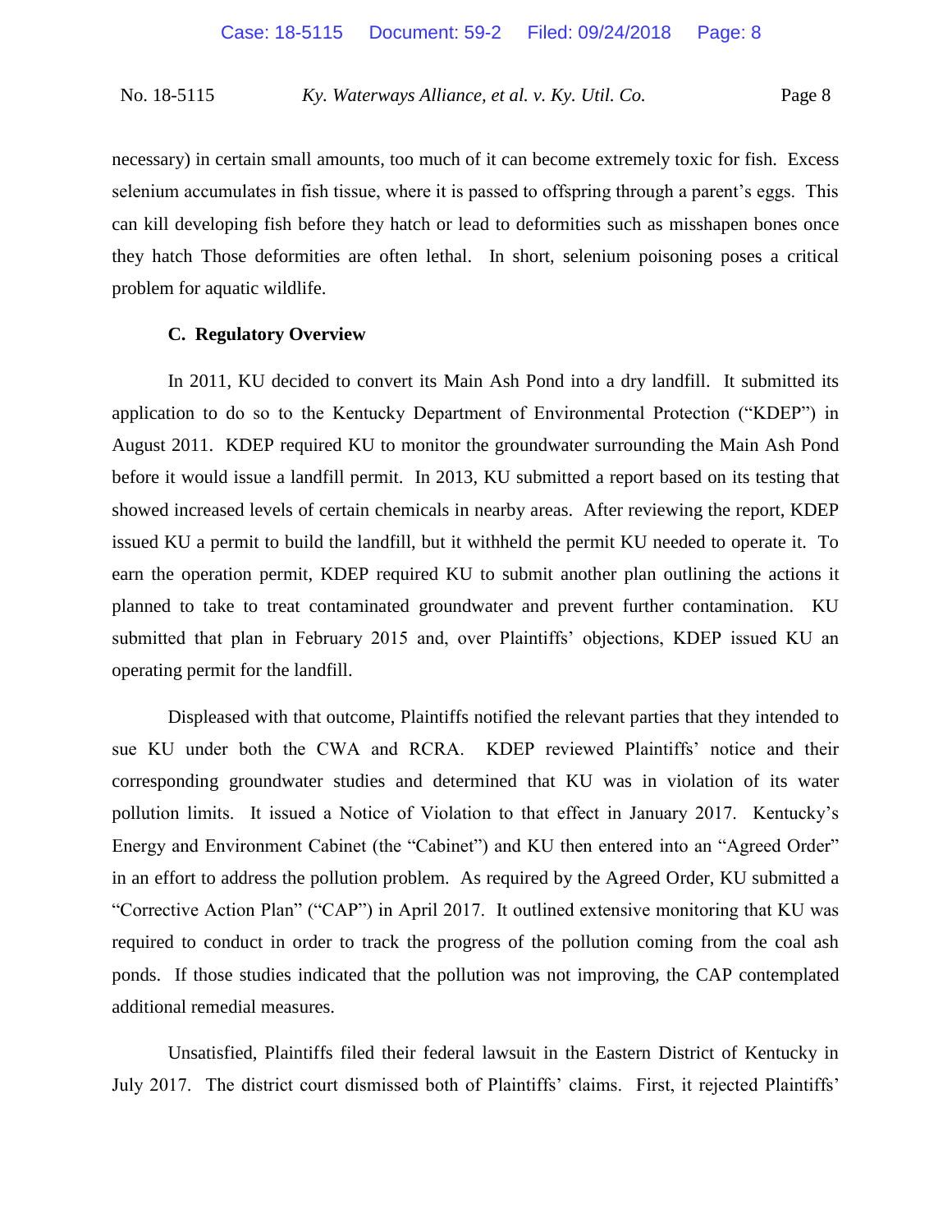necessary) in certain small amounts, too much of it can become extremely toxic for fish. Excess selenium accumulates in fish tissue, where it is passed to offspring through a parent's eggs. This can kill developing fish before they hatch or lead to deformities such as misshapen bones once they hatch Those deformities are often lethal. In short, selenium poisoning poses a critical problem for aquatic wildlife.

**C. Regulatory Overview**

In 2011, KU decided to convert its Main Ash Pond into a dry landfill. It submitted its application to do so to the Kentucky Department of Environmental Protection ("KDEP") in August 2011. KDEP required KU to monitor the groundwater surrounding the Main Ash Pond before it would issue a landfill permit. In 2013, KU submitted a report based on its testing that showed increased levels of certain chemicals in nearby areas. After reviewing the report, KDEP issued KU a permit to build the landfill, but it withheld the permit KU needed to operate it. To earn the operation permit, KDEP required KU to submit another plan outlining the actions it planned to take to treat contaminated groundwater and prevent further contamination. KU submitted that plan in February 2015 and, over Plaintiffs' objections, KDEP issued KU an operating permit for the landfill.

Displeased with that outcome, Plaintiffs notified the relevant parties that they intended to sue KU under both the CWA and RCRA. KDEP reviewed Plaintiffs' notice and their corresponding groundwater studies and determined that KU was in violation of its water pollution limits. It issued a Notice of Violation to that effect in January 2017. Kentucky's Energy and Environment Cabinet (the "Cabinet") and KU then entered into an "Agreed Order" in an effort to address the pollution problem. As required by the Agreed Order, KU submitted a "Corrective Action Plan" ("CAP") in April 2017. It outlined extensive monitoring that KU was required to conduct in order to track the progress of the pollution coming from the coal ash ponds. If those studies indicated that the pollution was not improving, the CAP contemplated additional remedial measures.

Unsatisfied, Plaintiffs filed their federal lawsuit in the Eastern District of Kentucky in July 2017. The district court dismissed both of Plaintiffs' claims. First, it rejected Plaintiffs'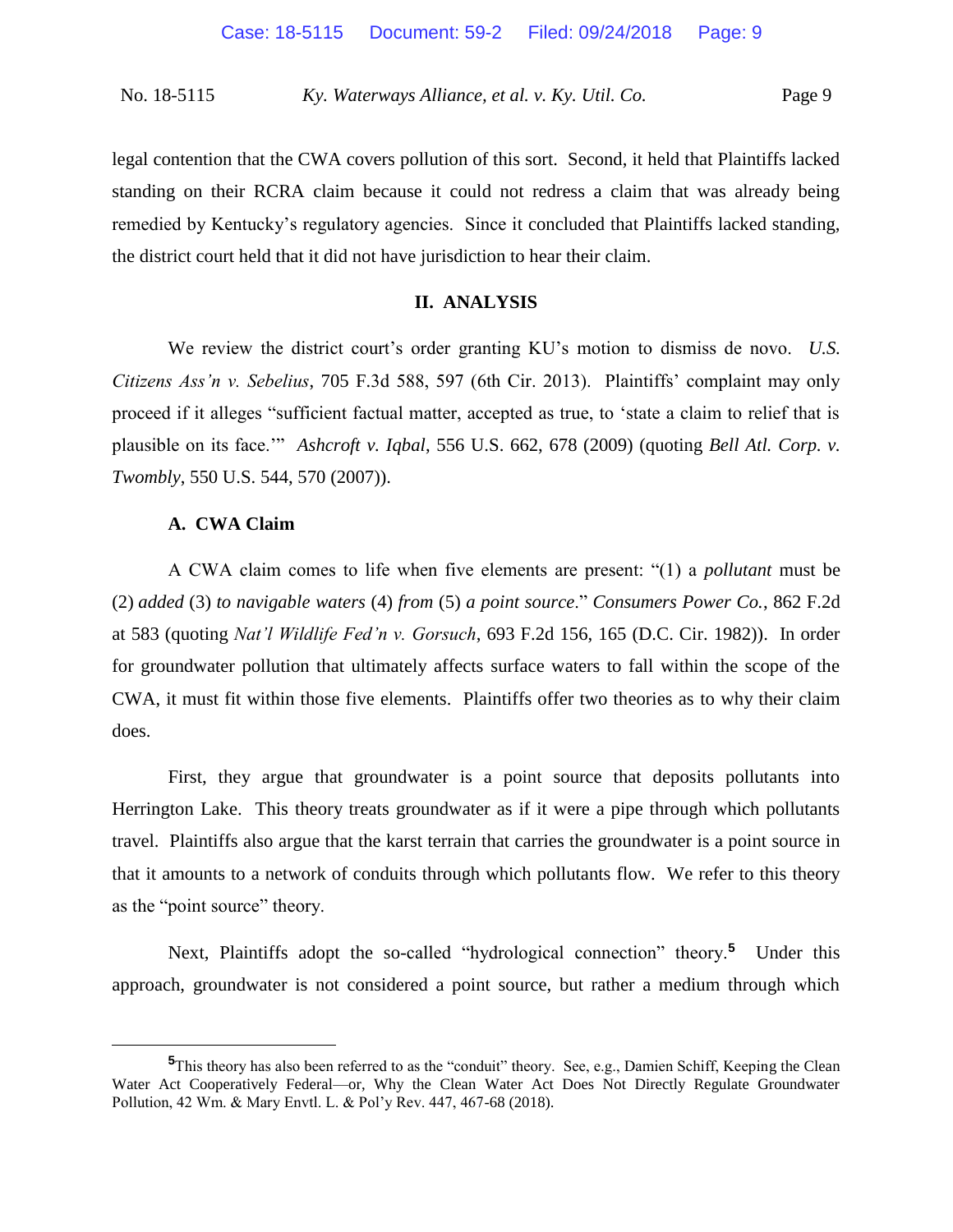legal contention that the CWA covers pollution of this sort. Second, it held that Plaintiffs lacked standing on their RCRA claim because it could not redress a claim that was already being remedied by Kentucky's regulatory agencies. Since it concluded that Plaintiffs lacked standing, the district court held that it did not have jurisdiction to hear their claim.

## II. ANALYSIS

We review the district court's order granting KU's motion to dismiss de novo. *U.S. Citizens Ass'n v. Sebelius*, 705 F.3d 588, 597 (6th Cir. 2013). Plaintiffs' complaint may only proceed if it alleges "sufficient factual matter, accepted as true, to 'state a claim to relief that is plausible on its face.'" *Ashcroft v. Iqbal*, 556 U.S. 662, 678 (2009) (quoting *Bell Atl. Corp. v. Twombly*, 550 U.S. 544, 570 (2007)).

### A. CWA Claim

A CWA claim comes to life when five elements are present: "(1) a *pollutant* must be (2) *added* (3) *to navigable waters* (4) *from* (5) *a point source*." *Consumers Power Co.*, 862 F.2d at 583 (quoting *Nat'l Wildlife Fed'n v. Gorsuch*, 693 F.2d 156, 165 (D.C. Cir. 1982)). In order for groundwater pollution that ultimately affects surface waters to fall within the scope of the CWA, it must fit within those five elements. Plaintiffs offer two theories as to why their claim does.

First, they argue that groundwater is a point source that deposits pollutants into Herrington Lake. This theory treats groundwater as if it were a pipe through which pollutants travel. Plaintiffs also argue that the karst terrain that carries the groundwater is a point source in that it amounts to a network of conduits through which pollutants flow. We refer to this theory as the "point source" theory.

Next, Plaintiffs adopt the so-called "hydrological connection" theory.[5] Under this approach, groundwater is not considered a point source, but rather a medium through which

[5] This theory has also been referred to as the "conduit" theory. See, e.g., Damien Schiff, Keeping the Clean Water Act Cooperatively Federal—or, Why the Clean Water Act Does Not Directly Regulate Groundwater Pollution, 42 Wm. & Mary Envtl. L. & Pol'y Rev. 447, 467-68 (2018).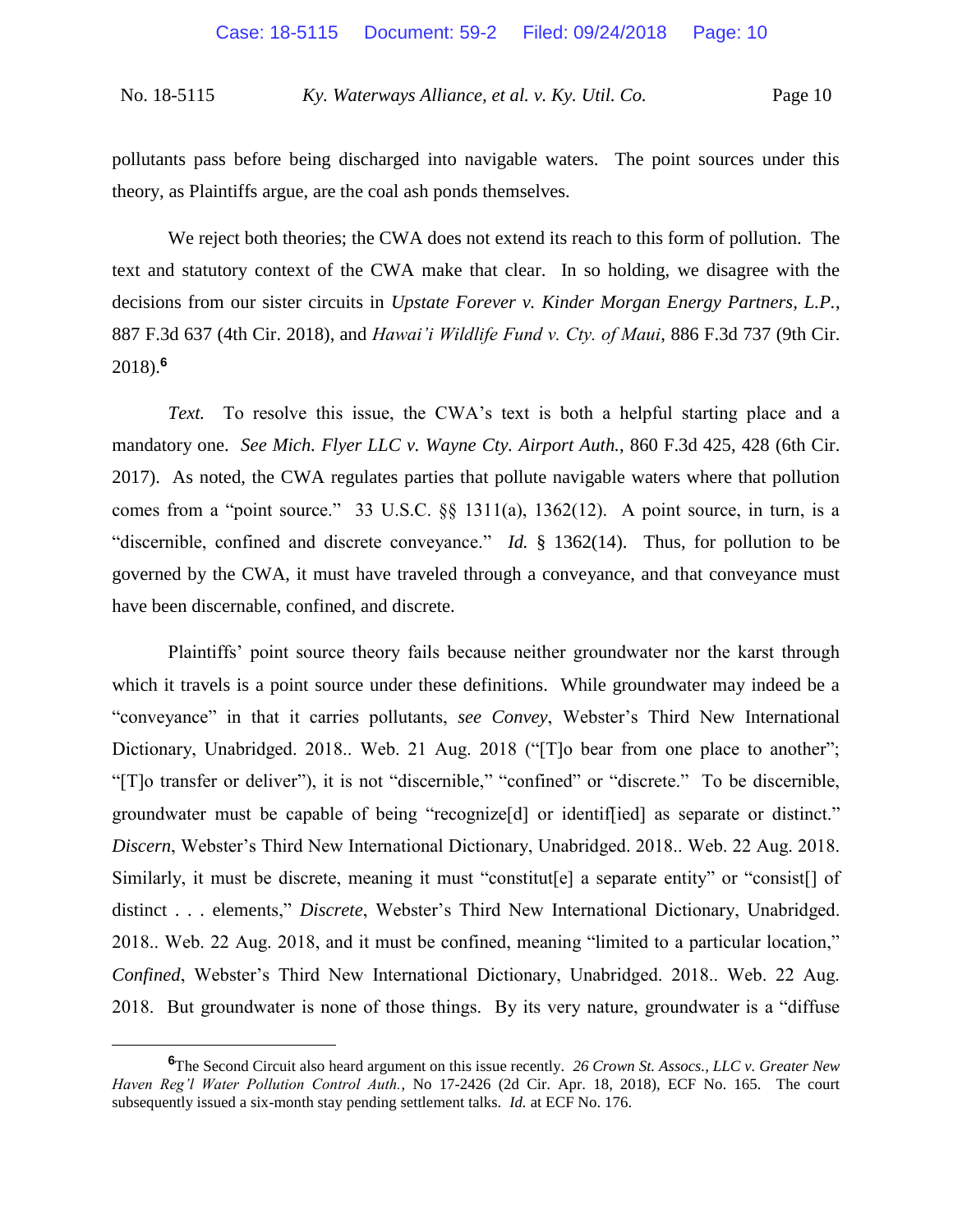pollutants pass before being discharged into navigable waters. The point sources under this theory, as Plaintiffs argue, are the coal ash ponds themselves.

We reject both theories; the CWA does not extend its reach to this form of pollution. The text and statutory context of the CWA make that clear. In so holding, we disagree with the decisions from our sister circuits in *Upstate Forever v. Kinder Morgan Energy Partners, L.P.*, 887 F.3d 637 (4th Cir. 2018), and *Hawai'i Wildlife Fund v. Cty. of Maui*, 886 F.3d 737 (9th Cir. 2018).[6]

*Text.* To resolve this issue, the CWA's text is both a helpful starting place and a mandatory one. *See Mich. Flyer LLC v. Wayne Cty. Airport Auth.*, 860 F.3d 425, 428 (6th Cir. 2017). As noted, the CWA regulates parties that pollute navigable waters where that pollution comes from a "point source." 33 U.S.C. §§ 1311(a), 1362(12). A point source, in turn, is a "discernible, confined and discrete conveyance." *Id.* § 1362(14). Thus, for pollution to be governed by the CWA, it must have traveled through a conveyance, and that conveyance must have been discernable, confined, and discrete.

Plaintiffs' point source theory fails because neither groundwater nor the karst through which it travels is a point source under these definitions. While groundwater may indeed be a "conveyance" in that it carries pollutants, *see Convey*, Webster's Third New International Dictionary, Unabridged. 2018.. Web. 21 Aug. 2018 ("[T]o bear from one place to another"; "[T]o transfer or deliver"), it is not "discernible," "confined" or "discrete." To be discernible, groundwater must be capable of being "recognize[d] or identif[ied] as separate or distinct." *Discern*, Webster's Third New International Dictionary, Unabridged. 2018.. Web. 22 Aug. 2018. Similarly, it must be discrete, meaning it must "constitut[e] a separate entity" or "consist[] of distinct . . . elements," *Discrete*, Webster's Third New International Dictionary, Unabridged. 2018.. Web. 22 Aug. 2018, and it must be confined, meaning "limited to a particular location," *Confined*, Webster's Third New International Dictionary, Unabridged. 2018.. Web. 22 Aug. 2018. But groundwater is none of those things. By its very nature, groundwater is a "diffuse

---

[6] The Second Circuit also heard argument on this issue recently. *26 Crown St. Assocs., LLC v. Greater New Haven Reg'l Water Pollution Control Auth.*, No 17-2426 (2d Cir. Apr. 18, 2018), ECF No. 165. The court subsequently issued a six-month stay pending settlement talks. *Id.* at ECF No. 176.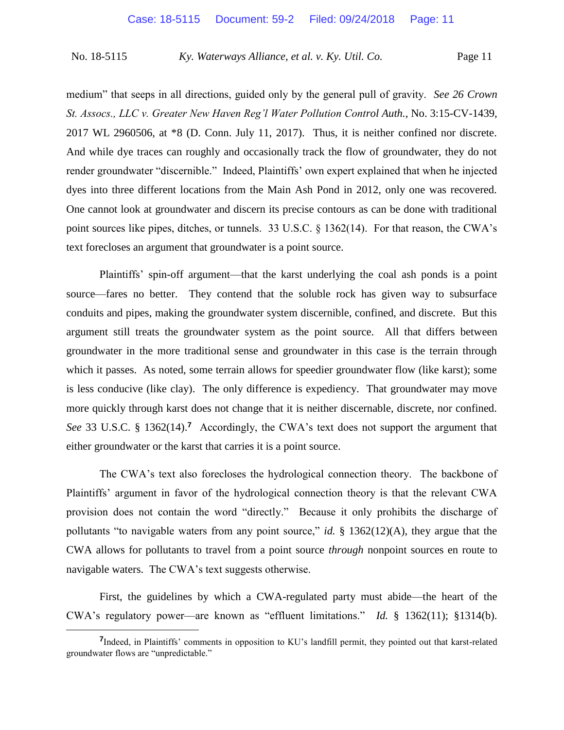medium" that seeps in all directions, guided only by the general pull of gravity. *See 26 Crown St. Assocs., LLC v. Greater New Haven Reg'l Water Pollution Control Auth.*, No. 3:15-CV-1439, 2017 WL 2960506, at *8 (D. Conn. July 11, 2017). Thus, it is neither confined nor discrete. And while dye traces can roughly and occasionally track the flow of groundwater, they do not render groundwater "discernible." Indeed, Plaintiffs' own expert explained that when he injected dyes into three different locations from the Main Ash Pond in 2012, only one was recovered. One cannot look at groundwater and discern its precise contours as can be done with traditional point sources like pipes, ditches, or tunnels. 33 U.S.C. § 1362(14). For that reason, the CWA's text forecloses an argument that groundwater is a point source.

Plaintiffs' spin-off argument—that the karst underlying the coal ash ponds is a point source—fares no better. They contend that the soluble rock has given way to subsurface conduits and pipes, making the groundwater system discernible, confined, and discrete. But this argument still treats the groundwater system as the point source. All that differs between groundwater in the more traditional sense and groundwater in this case is the terrain through which it passes. As noted, some terrain allows for speedier groundwater flow (like karst); some is less conducive (like clay). The only difference is expediency. That groundwater may move more quickly through karst does not change that it is neither discernable, discrete, nor confined. *See* 33 U.S.C. § 1362(14).[7] Accordingly, the CWA's text does not support the argument that either groundwater or the karst that carries it is a point source.

The CWA's text also forecloses the hydrological connection theory. The backbone of Plaintiffs' argument in favor of the hydrological connection theory is that the relevant CWA provision does not contain the word "directly." Because it only prohibits the discharge of pollutants "to navigable waters from any point source," *id.* § 1362(12)(A), they argue that the CWA allows for pollutants to travel from a point source *through* nonpoint sources en route to navigable waters. The CWA's text suggests otherwise.

First, the guidelines by which a CWA-regulated party must abide—the heart of the CWA's regulatory power—are known as "effluent limitations." *Id.* § 1362(11); §1314(b).

---

[7] Indeed, in Plaintiffs' comments in opposition to KU's landfill permit, they pointed out that karst-related groundwater flows are "unpredictable."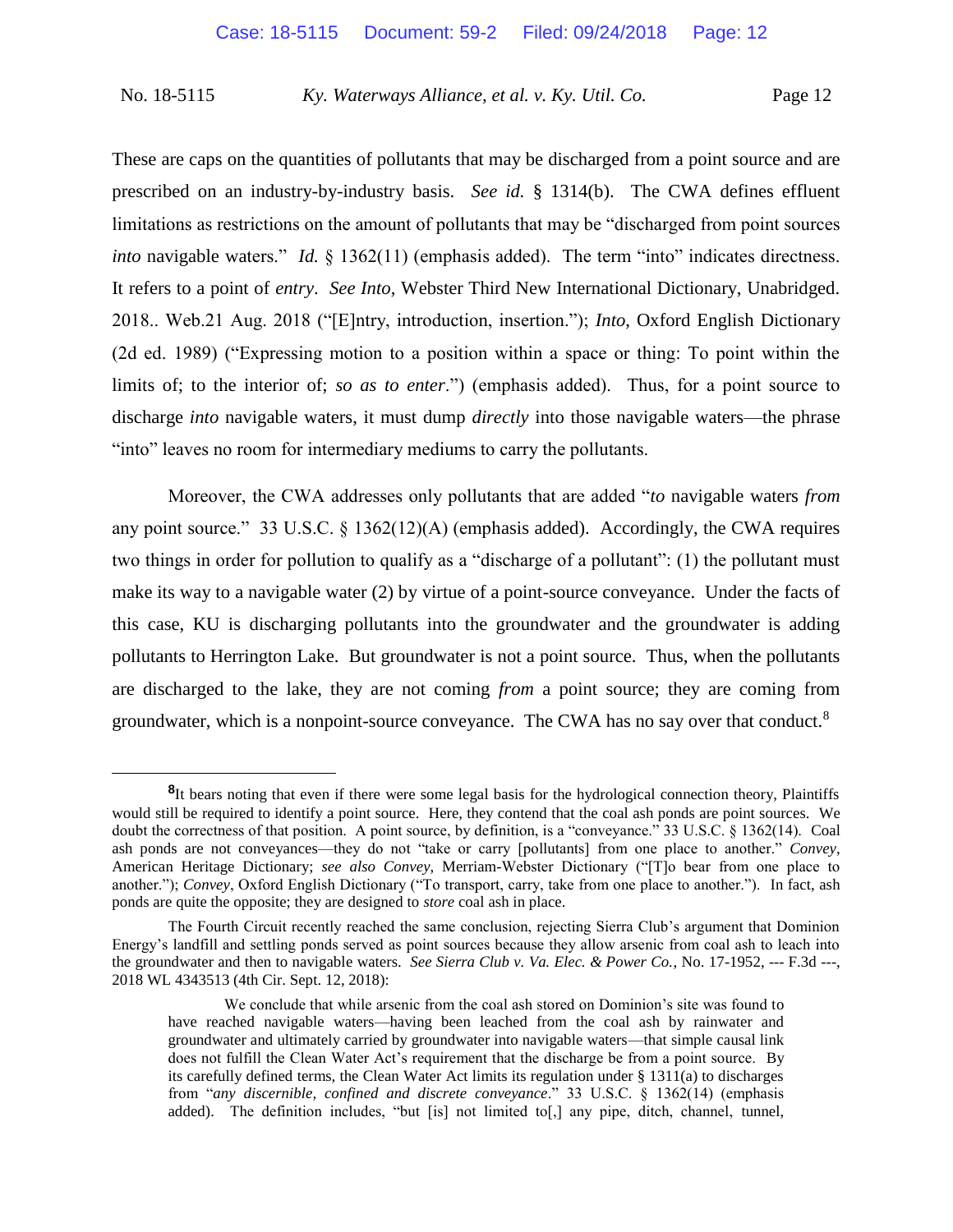These are caps on the quantities of pollutants that may be discharged from a point source and are prescribed on an industry-by-industry basis. *See id.* § 1314(b). The CWA defines effluent limitations as restrictions on the amount of pollutants that may be "discharged from point sources *into* navigable waters." *Id.* § 1362(11) (emphasis added). The term "into" indicates directness. It refers to a point of *entry*. *See Into*, Webster Third New International Dictionary, Unabridged. 2018.. Web.21 Aug. 2018 ("[E]ntry, introduction, insertion."); *Into*, Oxford English Dictionary (2d ed. 1989) ("Expressing motion to a position within a space or thing: To point within the limits of; to the interior of; *so as to enter*.") (emphasis added). Thus, for a point source to discharge *into* navigable waters, it must dump *directly* into those navigable waters—the phrase "into" leaves no room for intermediary mediums to carry the pollutants.

Moreover, the CWA addresses only pollutants that are added "*to* navigable waters *from* any point source." 33 U.S.C. § 1362(12)(A) (emphasis added). Accordingly, the CWA requires two things in order for pollution to qualify as a "discharge of a pollutant": (1) the pollutant must make its way to a navigable water (2) by virtue of a point-source conveyance. Under the facts of this case, KU is discharging pollutants into the groundwater and the groundwater is adding pollutants to Herrington Lake. But groundwater is not a point source. Thus, when the pollutants are discharged to the lake, they are not coming *from* a point source; they are coming from groundwater, which is a nonpoint-source conveyance. The CWA has no say over that conduct.[8]

---

[8]It bears noting that even if there were some legal basis for the hydrological connection theory, Plaintiffs would still be required to identify a point source. Here, they contend that the coal ash ponds are point sources. We doubt the correctness of that position. A point source, by definition, is a "conveyance." 33 U.S.C. § 1362(14). Coal ash ponds are not conveyances—they do not "take or carry [pollutants] from one place to another." *Convey*, American Heritage Dictionary; *see also Convey*, Merriam-Webster Dictionary ("[T]o bear from one place to another."); *Convey*, Oxford English Dictionary ("To transport, carry, take from one place to another."). In fact, ash ponds are quite the opposite; they are designed to *store* coal ash in place.

The Fourth Circuit recently reached the same conclusion, rejecting Sierra Club's argument that Dominion Energy's landfill and settling ponds served as point sources because they allow arsenic from coal ash to leach into the groundwater and then to navigable waters. *See Sierra Club v. Va. Elec. & Power Co.*, No. 17-1952, --- F.3d ---, 2018 WL 4343513 (4th Cir. Sept. 12, 2018):

> We conclude that while arsenic from the coal ash stored on Dominion's site was found to have reached navigable waters—having been leached from the coal ash by rainwater and groundwater and ultimately carried by groundwater into navigable waters—that simple causal link does not fulfill the Clean Water Act's requirement that the discharge be from a point source. By its carefully defined terms, the Clean Water Act limits its regulation under § 1311(a) to discharges from "*any discernible, confined and discrete conveyance*." 33 U.S.C. § 1362(14) (emphasis added). The definition includes, "but [is] not limited to[,] any pipe, ditch, channel, tunnel,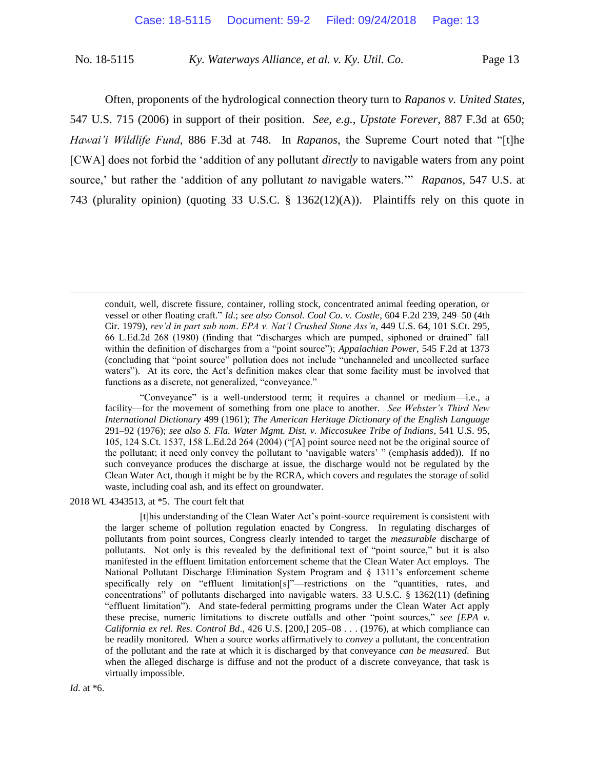Often, proponents of the hydrological connection theory turn to *Rapanos v. United States*, 547 U.S. 715 (2006) in support of their position. *See, e.g.*, *Upstate Forever*, 887 F.3d at 650; *Hawai'i Wildlife Fund*, 886 F.3d at 748. In *Rapanos*, the Supreme Court noted that "[t]he [CWA] does not forbid the 'addition of any pollutant *directly* to navigable waters from any point source,' but rather the 'addition of any pollutant *to* navigable waters.'" *Rapanos*, 547 U.S. at 743 (plurality opinion) (quoting 33 U.S.C. § 1362(12)(A)). Plaintiffs rely on this quote in

---

> conduit, well, discrete fissure, container, rolling stock, concentrated animal feeding operation, or vessel or other floating craft." *Id.*; *see also Consol. Coal Co. v. Costle*, 604 F.2d 239, 249–50 (4th Cir. 1979), *rev'd in part sub nom*. *EPA v. Nat'l Crushed Stone Ass'n*, 449 U.S. 64, 101 S.Ct. 295, 66 L.Ed.2d 268 (1980) (finding that "discharges which are pumped, siphoned or drained" fall within the definition of discharges from a "point source"); *Appalachian Power*, 545 F.2d at 1373 (concluding that "point source" pollution does not include "unchanneled and uncollected surface waters"). At its core, the Act's definition makes clear that some facility must be involved that functions as a discrete, not generalized, "conveyance."
>
> "Conveyance" is a well-understood term; it requires a channel or medium—i.e., a facility—for the movement of something from one place to another. *See Webster's Third New International Dictionary* 499 (1961); *The American Heritage Dictionary of the English Language* 291–92 (1976); *see also S. Fla. Water Mgmt. Dist. v. Miccosukee Tribe of Indians*, 541 U.S. 95, 105, 124 S.Ct. 1537, 158 L.Ed.2d 264 (2004) ("[A] point source need not be the original source of the pollutant; it need only convey the pollutant to 'navigable waters' " (emphasis added)). If no such conveyance produces the discharge at issue, the discharge would not be regulated by the Clean Water Act, though it might be by the RCRA, which covers and regulates the storage of solid waste, including coal ash, and its effect on groundwater.

2018 WL 4343513, at *5. The court felt that

> [t]his understanding of the Clean Water Act's point-source requirement is consistent with the larger scheme of pollution regulation enacted by Congress. In regulating discharges of pollutants from point sources, Congress clearly intended to target the *measurable* discharge of pollutants. Not only is this revealed by the definitional text of "point source," but it is also manifested in the effluent limitation enforcement scheme that the Clean Water Act employs. The National Pollutant Discharge Elimination System Program and § 1311's enforcement scheme specifically rely on "effluent limitation[s]"—restrictions on the "quantities, rates, and concentrations" of pollutants discharged into navigable waters. 33 U.S.C. § 1362(11) (defining "effluent limitation"). And state-federal permitting programs under the Clean Water Act apply these precise, numeric limitations to discrete outfalls and other "point sources," *see [EPA v. California ex rel. Res. Control Bd*., 426 U.S. [200,] 205–08 . . . (1976), at which compliance can be readily monitored. When a source works affirmatively to *convey* a pollutant, the concentration of the pollutant and the rate at which it is discharged by that conveyance *can be measured*. But when the alleged discharge is diffuse and not the product of a discrete conveyance, that task is virtually impossible.

*Id.* at *6.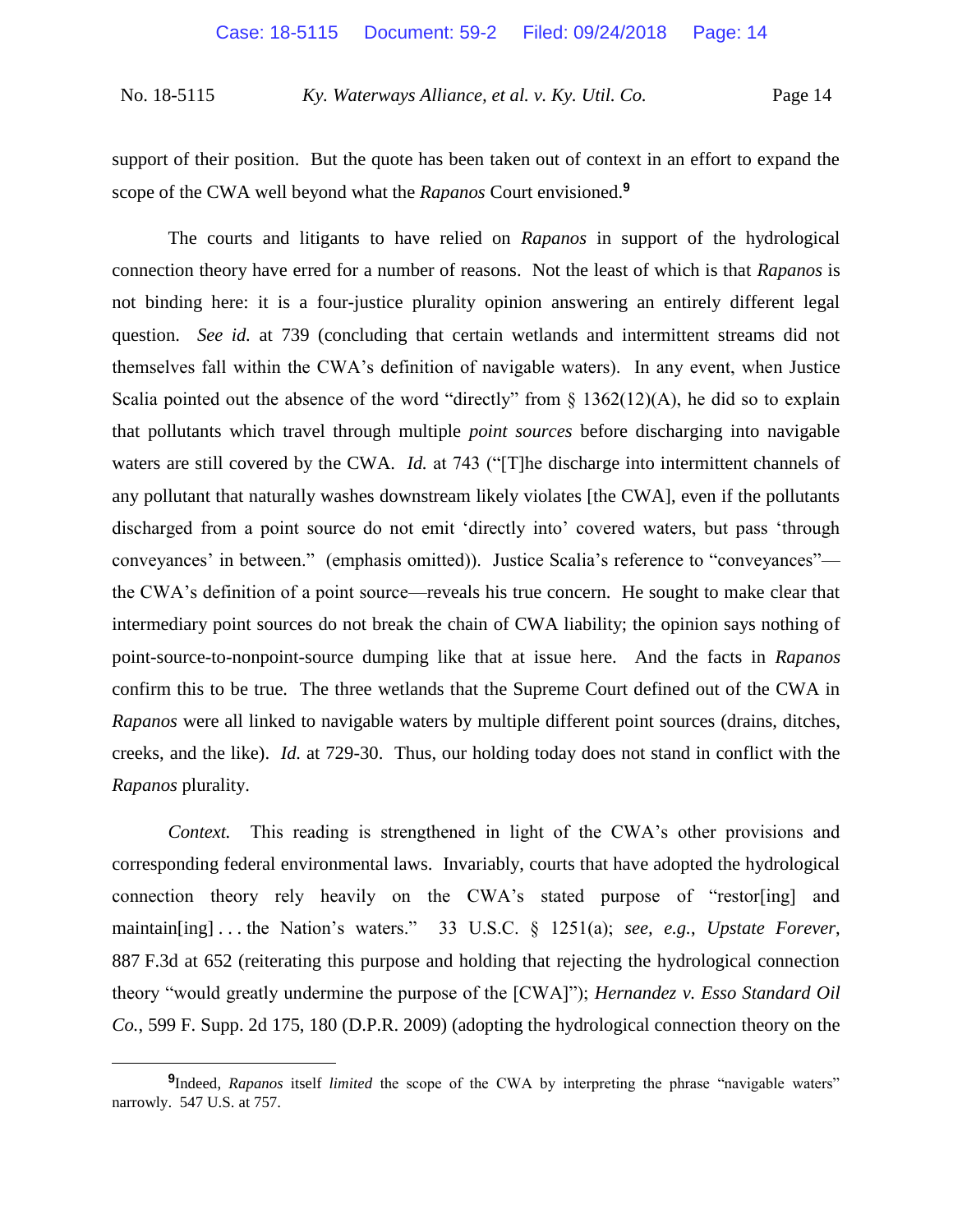support of their position. But the quote has been taken out of context in an effort to expand the scope of the CWA well beyond what the *Rapanos* Court envisioned.[9]

The courts and litigants to have relied on *Rapanos* in support of the hydrological connection theory have erred for a number of reasons. Not the least of which is that *Rapanos* is not binding here: it is a four-justice plurality opinion answering an entirely different legal question. *See id.* at 739 (concluding that certain wetlands and intermittent streams did not themselves fall within the CWA's definition of navigable waters). In any event, when Justice Scalia pointed out the absence of the word "directly" from § 1362(12)(A), he did so to explain that pollutants which travel through multiple *point sources* before discharging into navigable waters are still covered by the CWA. *Id.* at 743 ("[T]he discharge into intermittent channels of any pollutant that naturally washes downstream likely violates [the CWA], even if the pollutants discharged from a point source do not emit 'directly into' covered waters, but pass 'through conveyances' in between." (emphasis omitted)). Justice Scalia's reference to "conveyances"—the CWA's definition of a point source—reveals his true concern. He sought to make clear that intermediary point sources do not break the chain of CWA liability; the opinion says nothing of point-source-to-nonpoint-source dumping like that at issue here. And the facts in *Rapanos* confirm this to be true. The three wetlands that the Supreme Court defined out of the CWA in *Rapanos* were all linked to navigable waters by multiple different point sources (drains, ditches, creeks, and the like). *Id.* at 729-30. Thus, our holding today does not stand in conflict with the *Rapanos* plurality.

*Context.* This reading is strengthened in light of the CWA's other provisions and corresponding federal environmental laws. Invariably, courts that have adopted the hydrological connection theory rely heavily on the CWA's stated purpose of "restor[ing] and maintain[ing] . . . the Nation's waters." 33 U.S.C. § 1251(a); *see, e.g.*, *Upstate Forever*, 887 F.3d at 652 (reiterating this purpose and holding that rejecting the hydrological connection theory "would greatly undermine the purpose of the [CWA]"); *Hernandez v. Esso Standard Oil Co.*, 599 F. Supp. 2d 175, 180 (D.P.R. 2009) (adopting the hydrological connection theory on the

---

[9]Indeed, *Rapanos* itself *limited* the scope of the CWA by interpreting the phrase "navigable waters" narrowly. 547 U.S. at 757.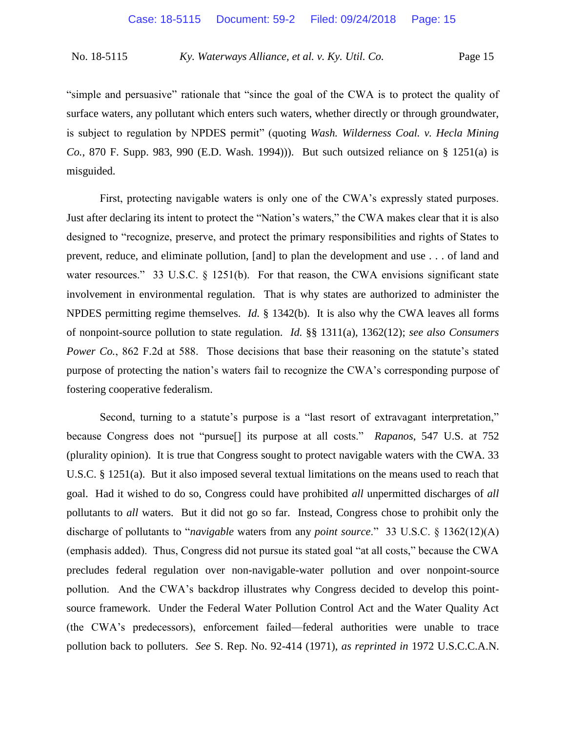"simple and persuasive" rationale that "since the goal of the CWA is to protect the quality of surface waters, any pollutant which enters such waters, whether directly or through groundwater, is subject to regulation by NPDES permit" (quoting *Wash. Wilderness Coal. v. Hecla Mining Co.*, 870 F. Supp. 983, 990 (E.D. Wash. 1994))). But such outsized reliance on § 1251(a) is misguided.

First, protecting navigable waters is only one of the CWA's expressly stated purposes. Just after declaring its intent to protect the "Nation's waters," the CWA makes clear that it is also designed to "recognize, preserve, and protect the primary responsibilities and rights of States to prevent, reduce, and eliminate pollution, [and] to plan the development and use . . . of land and water resources." 33 U.S.C. § 1251(b). For that reason, the CWA envisions significant state involvement in environmental regulation. That is why states are authorized to administer the NPDES permitting regime themselves. *Id.* § 1342(b). It is also why the CWA leaves all forms of nonpoint-source pollution to state regulation. *Id.* §§ 1311(a), 1362(12); *see also Consumers Power Co.*, 862 F.2d at 588. Those decisions that base their reasoning on the statute's stated purpose of protecting the nation's waters fail to recognize the CWA's corresponding purpose of fostering cooperative federalism.

Second, turning to a statute's purpose is a "last resort of extravagant interpretation," because Congress does not "pursue[] its purpose at all costs." *Rapanos*, 547 U.S. at 752 (plurality opinion). It is true that Congress sought to protect navigable waters with the CWA. 33 U.S.C. § 1251(a). But it also imposed several textual limitations on the means used to reach that goal. Had it wished to do so, Congress could have prohibited *all* unpermitted discharges of *all* pollutants to *all* waters. But it did not go so far. Instead, Congress chose to prohibit only the discharge of pollutants to "*navigable* waters from any *point source*." 33 U.S.C. § 1362(12)(A) (emphasis added). Thus, Congress did not pursue its stated goal "at all costs," because the CWA precludes federal regulation over non-navigable-water pollution and over nonpoint-source pollution. And the CWA's backdrop illustrates why Congress decided to develop this point-source framework. Under the Federal Water Pollution Control Act and the Water Quality Act (the CWA's predecessors), enforcement failed—federal authorities were unable to trace pollution back to polluters. *See* S. Rep. No. 92-414 (1971), *as reprinted in* 1972 U.S.C.C.A.N.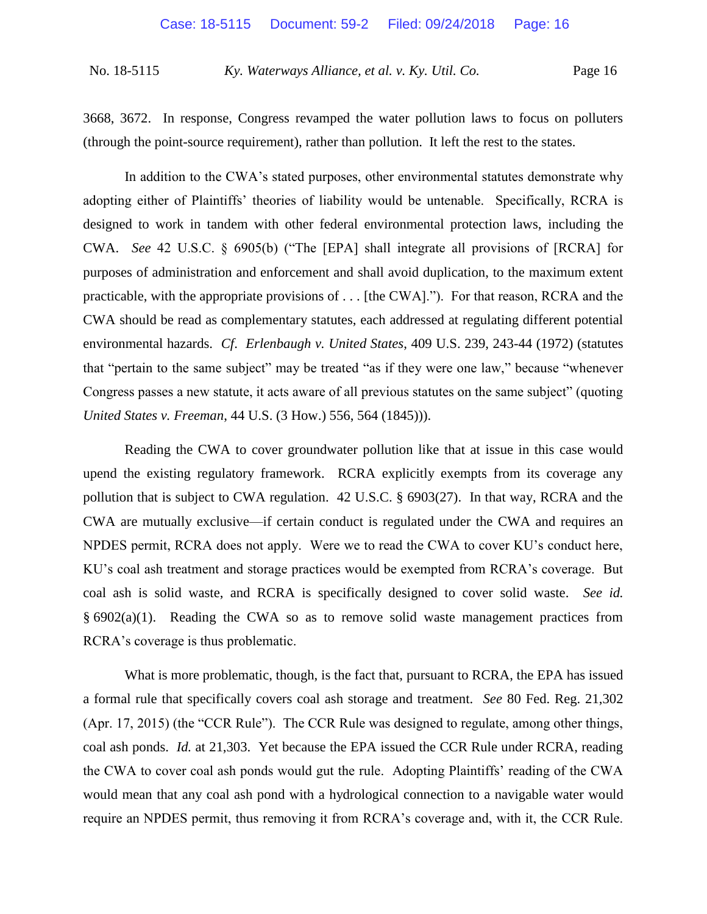3668, 3672. In response, Congress revamped the water pollution laws to focus on polluters (through the point-source requirement), rather than pollution. It left the rest to the states.

In addition to the CWA's stated purposes, other environmental statutes demonstrate why adopting either of Plaintiffs' theories of liability would be untenable. Specifically, RCRA is designed to work in tandem with other federal environmental protection laws, including the CWA. *See* 42 U.S.C. § 6905(b) ("The [EPA] shall integrate all provisions of [RCRA] for purposes of administration and enforcement and shall avoid duplication, to the maximum extent practicable, with the appropriate provisions of . . . [the CWA]."). For that reason, RCRA and the CWA should be read as complementary statutes, each addressed at regulating different potential environmental hazards. *Cf*. *Erlenbaugh v. United States*, 409 U.S. 239, 243-44 (1972) (statutes that "pertain to the same subject" may be treated "as if they were one law," because "whenever Congress passes a new statute, it acts aware of all previous statutes on the same subject" (quoting *United States v. Freeman*, 44 U.S. (3 How.) 556, 564 (1845))).

Reading the CWA to cover groundwater pollution like that at issue in this case would upend the existing regulatory framework. RCRA explicitly exempts from its coverage any pollution that is subject to CWA regulation. 42 U.S.C. § 6903(27). In that way, RCRA and the CWA are mutually exclusive—if certain conduct is regulated under the CWA and requires an NPDES permit, RCRA does not apply. Were we to read the CWA to cover KU's conduct here, KU's coal ash treatment and storage practices would be exempted from RCRA's coverage. But coal ash is solid waste, and RCRA is specifically designed to cover solid waste. *See id.* § 6902(a)(1). Reading the CWA so as to remove solid waste management practices from RCRA's coverage is thus problematic.

What is more problematic, though, is the fact that, pursuant to RCRA, the EPA has issued a formal rule that specifically covers coal ash storage and treatment. *See* 80 Fed. Reg. 21,302 (Apr. 17, 2015) (the "CCR Rule"). The CCR Rule was designed to regulate, among other things, coal ash ponds. *Id.* at 21,303. Yet because the EPA issued the CCR Rule under RCRA, reading the CWA to cover coal ash ponds would gut the rule. Adopting Plaintiffs' reading of the CWA would mean that any coal ash pond with a hydrological connection to a navigable water would require an NPDES permit, thus removing it from RCRA's coverage and, with it, the CCR Rule.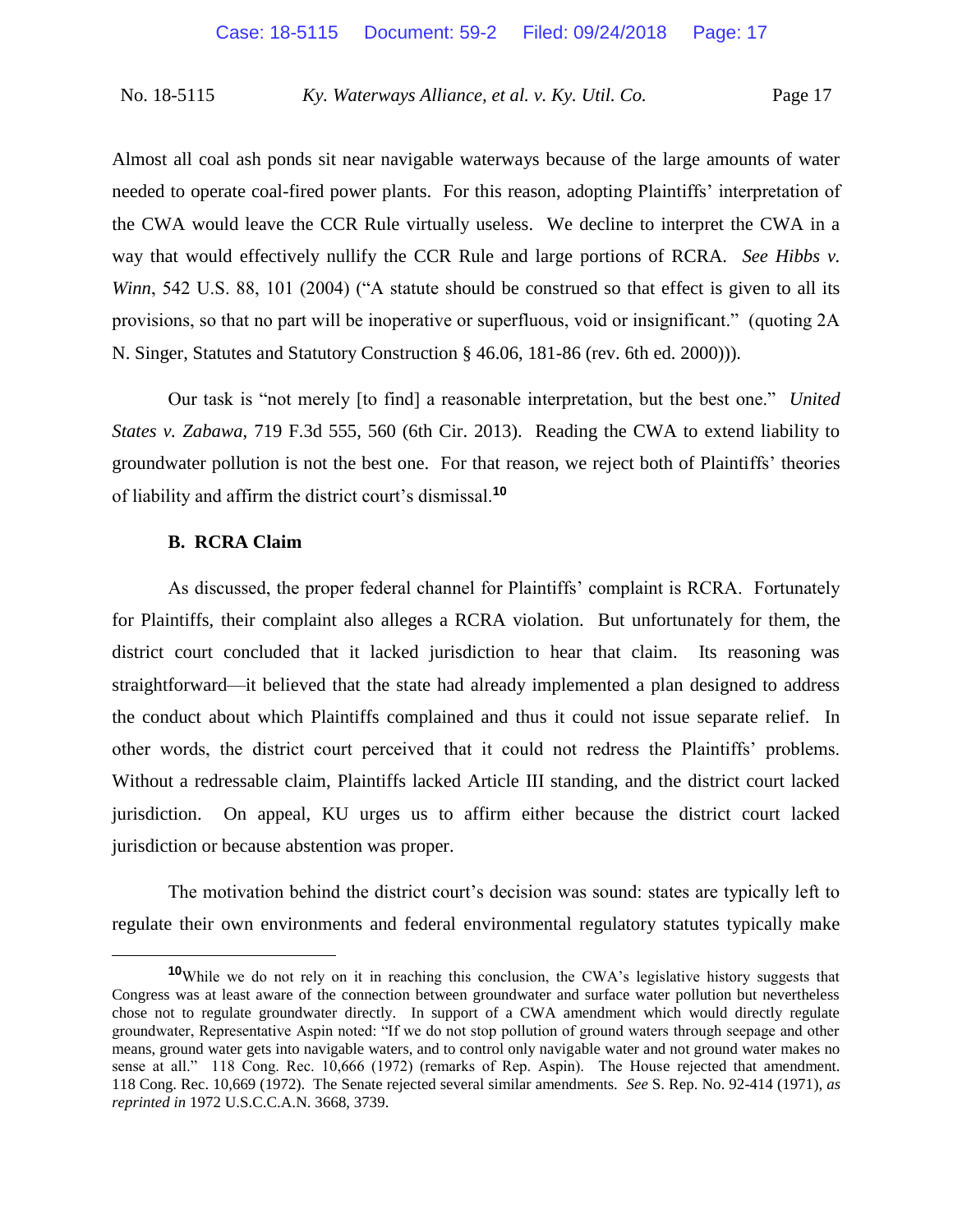Almost all coal ash ponds sit near navigable waterways because of the large amounts of water needed to operate coal-fired power plants. For this reason, adopting Plaintiffs' interpretation of the CWA would leave the CCR Rule virtually useless. We decline to interpret the CWA in a way that would effectively nullify the CCR Rule and large portions of RCRA. *See Hibbs v. Winn*, 542 U.S. 88, 101 (2004) ("A statute should be construed so that effect is given to all its provisions, so that no part will be inoperative or superfluous, void or insignificant." (quoting 2A N. Singer, Statutes and Statutory Construction § 46.06, 181-86 (rev. 6th ed. 2000))).

Our task is "not merely [to find] a reasonable interpretation, but the best one." *United States v. Zabawa*, 719 F.3d 555, 560 (6th Cir. 2013). Reading the CWA to extend liability to groundwater pollution is not the best one. For that reason, we reject both of Plaintiffs' theories of liability and affirm the district court's dismissal.[10]

### B. RCRA Claim

As discussed, the proper federal channel for Plaintiffs' complaint is RCRA. Fortunately for Plaintiffs, their complaint also alleges a RCRA violation. But unfortunately for them, the district court concluded that it lacked jurisdiction to hear that claim. Its reasoning was straightforward—it believed that the state had already implemented a plan designed to address the conduct about which Plaintiffs complained and thus it could not issue separate relief. In other words, the district court perceived that it could not redress the Plaintiffs' problems. Without a redressable claim, Plaintiffs lacked Article III standing, and the district court lacked jurisdiction. On appeal, KU urges us to affirm either because the district court lacked jurisdiction or because abstention was proper.

The motivation behind the district court's decision was sound: states are typically left to regulate their own environments and federal environmental regulatory statutes typically make

---

[10]While we do not rely on it in reaching this conclusion, the CWA's legislative history suggests that Congress was at least aware of the connection between groundwater and surface water pollution but nevertheless chose not to regulate groundwater directly. In support of a CWA amendment which would directly regulate groundwater, Representative Aspin noted: "If we do not stop pollution of ground waters through seepage and other means, ground water gets into navigable waters, and to control only navigable water and not ground water makes no sense at all." 118 Cong. Rec. 10,666 (1972) (remarks of Rep. Aspin). The House rejected that amendment. 118 Cong. Rec. 10,669 (1972). The Senate rejected several similar amendments. *See* S. Rep. No. 92-414 (1971), *as reprinted in* 1972 U.S.C.C.A.N. 3668, 3739.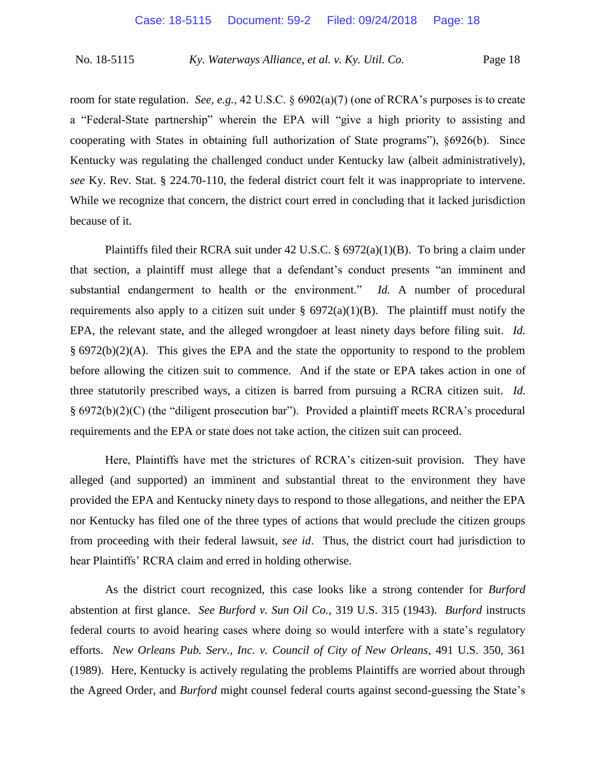room for state regulation. *See, e.g.*, 42 U.S.C. § 6902(a)(7) (one of RCRA's purposes is to create a "Federal-State partnership" wherein the EPA will "give a high priority to assisting and cooperating with States in obtaining full authorization of State programs"), §6926(b). Since Kentucky was regulating the challenged conduct under Kentucky law (albeit administratively), *see* Ky. Rev. Stat. § 224.70-110, the federal district court felt it was inappropriate to intervene. While we recognize that concern, the district court erred in concluding that it lacked jurisdiction because of it.

Plaintiffs filed their RCRA suit under 42 U.S.C. § 6972(a)(1)(B). To bring a claim under that section, a plaintiff must allege that a defendant's conduct presents "an imminent and substantial endangerment to health or the environment." *Id.* A number of procedural requirements also apply to a citizen suit under § 6972(a)(1)(B). The plaintiff must notify the EPA, the relevant state, and the alleged wrongdoer at least ninety days before filing suit. *Id.* § 6972(b)(2)(A). This gives the EPA and the state the opportunity to respond to the problem before allowing the citizen suit to commence. And if the state or EPA takes action in one of three statutorily prescribed ways, a citizen is barred from pursuing a RCRA citizen suit. *Id.* § 6972(b)(2)(C) (the "diligent prosecution bar"). Provided a plaintiff meets RCRA's procedural requirements and the EPA or state does not take action, the citizen suit can proceed.

Here, Plaintiffs have met the strictures of RCRA's citizen-suit provision. They have alleged (and supported) an imminent and substantial threat to the environment they have provided the EPA and Kentucky ninety days to respond to those allegations, and neither the EPA nor Kentucky has filed one of the three types of actions that would preclude the citizen groups from proceeding with their federal lawsuit, *see id*. Thus, the district court had jurisdiction to hear Plaintiffs' RCRA claim and erred in holding otherwise.

As the district court recognized, this case looks like a strong contender for *Burford* abstention at first glance. *See Burford v. Sun Oil Co.*, 319 U.S. 315 (1943). *Burford* instructs federal courts to avoid hearing cases where doing so would interfere with a state's regulatory efforts. *New Orleans Pub. Serv., Inc. v. Council of City of New Orleans*, 491 U.S. 350, 361 (1989). Here, Kentucky is actively regulating the problems Plaintiffs are worried about through the Agreed Order, and *Burford* might counsel federal courts against second-guessing the State's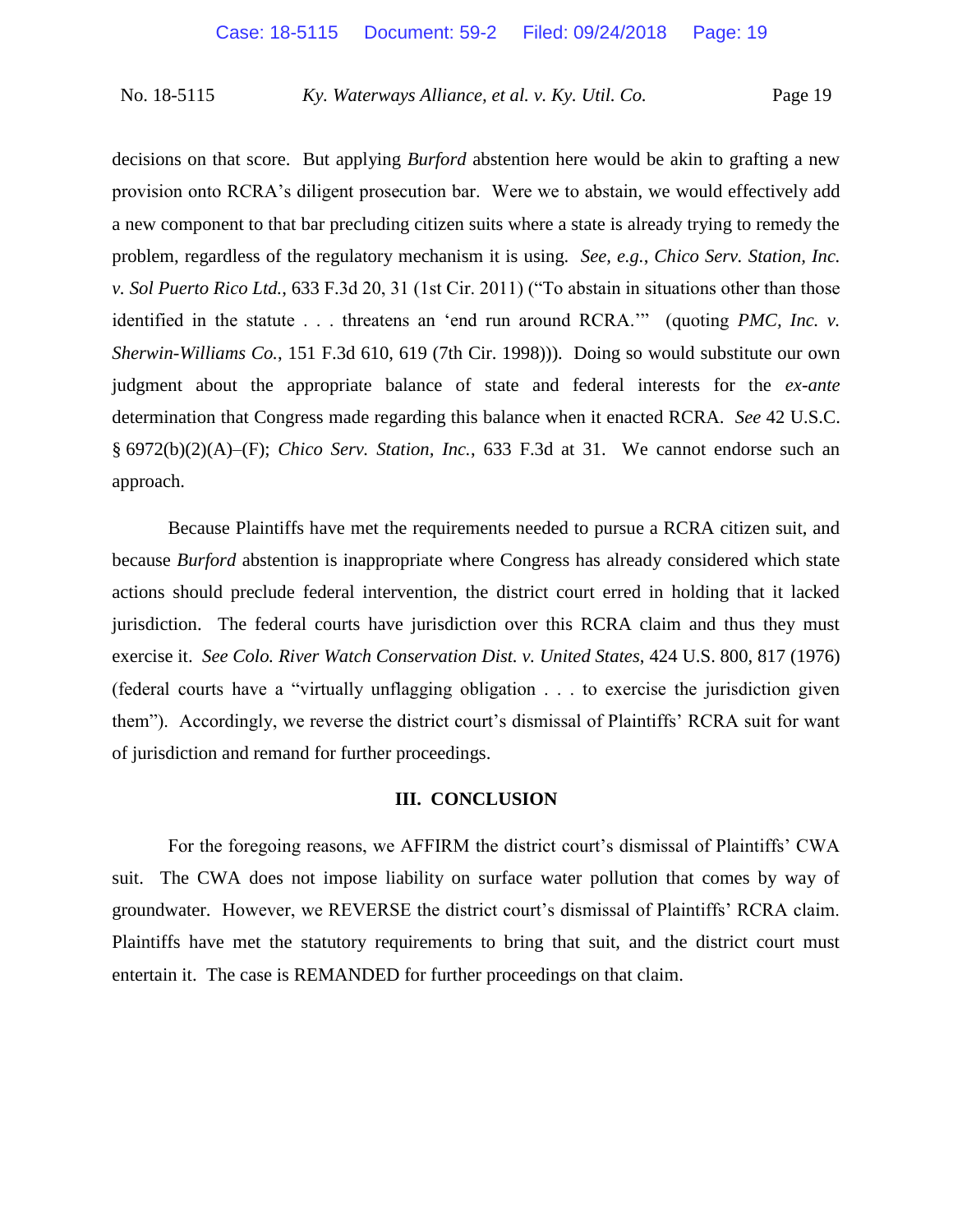decisions on that score. But applying *Burford* abstention here would be akin to grafting a new provision onto RCRA's diligent prosecution bar. Were we to abstain, we would effectively add a new component to that bar precluding citizen suits where a state is already trying to remedy the problem, regardless of the regulatory mechanism it is using. *See, e.g.*, *Chico Serv. Station, Inc. v. Sol Puerto Rico Ltd.*, 633 F.3d 20, 31 (1st Cir. 2011) ("To abstain in situations other than those identified in the statute . . . threatens an 'end run around RCRA.'" (quoting *PMC, Inc. v. Sherwin-Williams Co.*, 151 F.3d 610, 619 (7th Cir. 1998))). Doing so would substitute our own judgment about the appropriate balance of state and federal interests for the *ex-ante* determination that Congress made regarding this balance when it enacted RCRA. *See* 42 U.S.C. § 6972(b)(2)(A)–(F); *Chico Serv. Station, Inc.*, 633 F.3d at 31. We cannot endorse such an approach.

Because Plaintiffs have met the requirements needed to pursue a RCRA citizen suit, and because *Burford* abstention is inappropriate where Congress has already considered which state actions should preclude federal intervention, the district court erred in holding that it lacked jurisdiction. The federal courts have jurisdiction over this RCRA claim and thus they must exercise it. *See Colo. River Watch Conservation Dist. v. United States*, 424 U.S. 800, 817 (1976) (federal courts have a "virtually unflagging obligation . . . to exercise the jurisdiction given them"). Accordingly, we reverse the district court's dismissal of Plaintiffs' RCRA suit for want of jurisdiction and remand for further proceedings.

## III. CONCLUSION

For the foregoing reasons, we AFFIRM the district court's dismissal of Plaintiffs' CWA suit. The CWA does not impose liability on surface water pollution that comes by way of groundwater. However, we REVERSE the district court's dismissal of Plaintiffs' RCRA claim. Plaintiffs have met the statutory requirements to bring that suit, and the district court must entertain it. The case is REMANDED for further proceedings on that claim.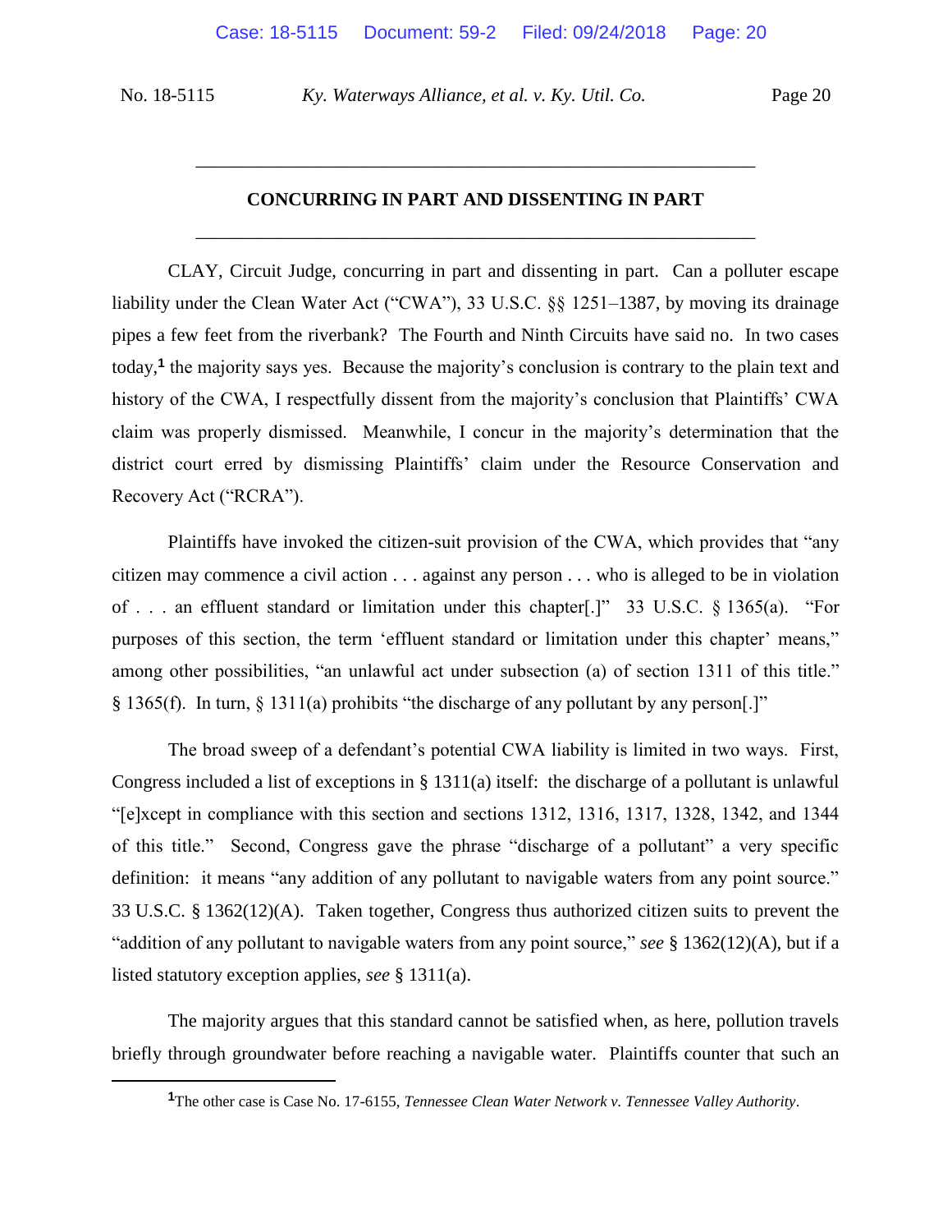## CONCURRING IN PART AND DISSENTING IN PART

CLAY, Circuit Judge, concurring in part and dissenting in part. Can a polluter escape liability under the Clean Water Act ("CWA"), 33 U.S.C. §§ 1251–1387, by moving its drainage pipes a few feet from the riverbank? The Fourth and Ninth Circuits have said no. In two cases today,[1] the majority says yes. Because the majority's conclusion is contrary to the plain text and history of the CWA, I respectfully dissent from the majority's conclusion that Plaintiffs' CWA claim was properly dismissed. Meanwhile, I concur in the majority's determination that the district court erred by dismissing Plaintiffs' claim under the Resource Conservation and Recovery Act ("RCRA").

Plaintiffs have invoked the citizen-suit provision of the CWA, which provides that "any citizen may commence a civil action . . . against any person . . . who is alleged to be in violation of . . . an effluent standard or limitation under this chapter[.]" 33 U.S.C. § 1365(a). "For purposes of this section, the term 'effluent standard or limitation under this chapter' means," among other possibilities, "an unlawful act under subsection (a) of section 1311 of this title." § 1365(f). In turn, § 1311(a) prohibits "the discharge of any pollutant by any person[.]"

The broad sweep of a defendant's potential CWA liability is limited in two ways. First, Congress included a list of exceptions in § 1311(a) itself: the discharge of a pollutant is unlawful "[e]xcept in compliance with this section and sections 1312, 1316, 1317, 1328, 1342, and 1344 of this title." Second, Congress gave the phrase "discharge of a pollutant" a very specific definition: it means "any addition of any pollutant to navigable waters from any point source." 33 U.S.C. § 1362(12)(A). Taken together, Congress thus authorized citizen suits to prevent the "addition of any pollutant to navigable waters from any point source," *see* § 1362(12)(A), but if a listed statutory exception applies, *see* § 1311(a).

The majority argues that this standard cannot be satisfied when, as here, pollution travels briefly through groundwater before reaching a navigable water. Plaintiffs counter that such an

[1] The other case is Case No. 17-6155, *Tennessee Clean Water Network v. Tennessee Valley Authority*.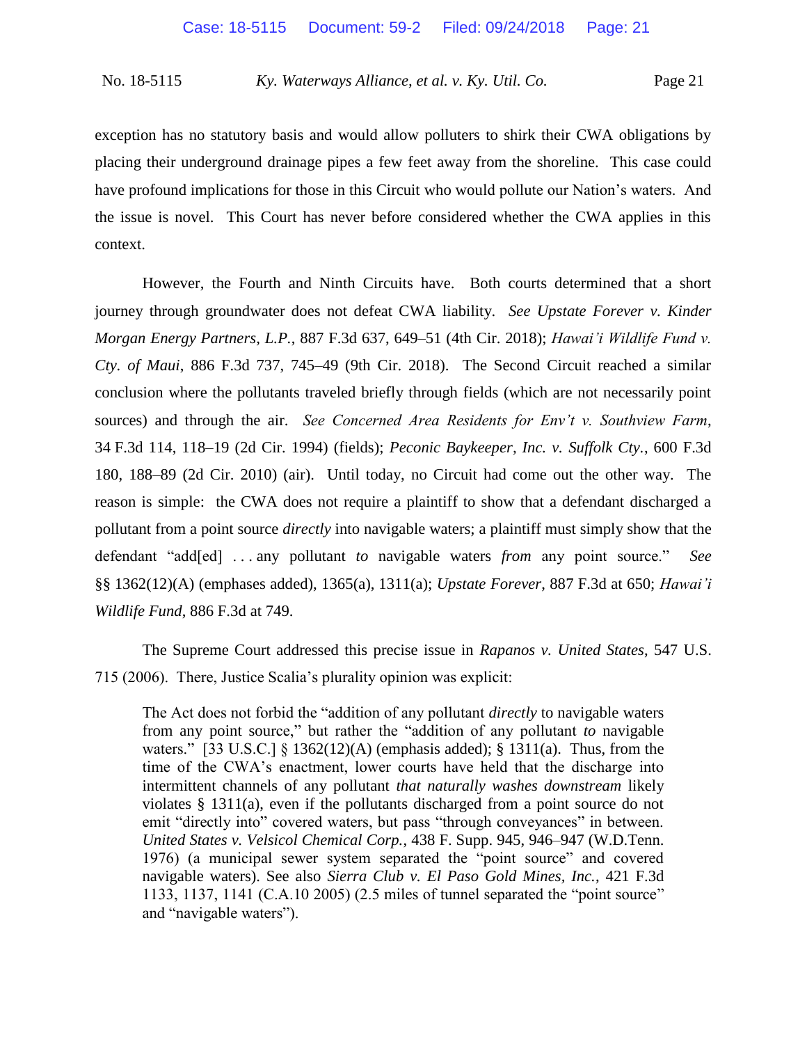exception has no statutory basis and would allow polluters to shirk their CWA obligations by placing their underground drainage pipes a few feet away from the shoreline. This case could have profound implications for those in this Circuit who would pollute our Nation's waters. And the issue is novel. This Court has never before considered whether the CWA applies in this context.

However, the Fourth and Ninth Circuits have. Both courts determined that a short journey through groundwater does not defeat CWA liability. *See Upstate Forever v. Kinder Morgan Energy Partners, L.P.*, 887 F.3d 637, 649–51 (4th Cir. 2018); *Hawai'i Wildlife Fund v. Cty. of Maui*, 886 F.3d 737, 745–49 (9th Cir. 2018). The Second Circuit reached a similar conclusion where the pollutants traveled briefly through fields (which are not necessarily point sources) and through the air. *See Concerned Area Residents for Env't v. Southview Farm*, 34 F.3d 114, 118–19 (2d Cir. 1994) (fields); *Peconic Baykeeper, Inc. v. Suffolk Cty.*, 600 F.3d 180, 188–89 (2d Cir. 2010) (air). Until today, no Circuit had come out the other way. The reason is simple: the CWA does not require a plaintiff to show that a defendant discharged a pollutant from a point source *directly* into navigable waters; a plaintiff must simply show that the defendant "add[ed] . . . any pollutant *to* navigable waters *from* any point source." *See* §§ 1362(12)(A) (emphases added), 1365(a), 1311(a); *Upstate Forever*, 887 F.3d at 650; *Hawai'i Wildlife Fund*, 886 F.3d at 749.

The Supreme Court addressed this precise issue in *Rapanos v. United States*, 547 U.S. 715 (2006). There, Justice Scalia's plurality opinion was explicit:

> The Act does not forbid the "addition of any pollutant *directly* to navigable waters from any point source," but rather the "addition of any pollutant *to* navigable waters." [33 U.S.C.] § 1362(12)(A) (emphasis added); § 1311(a). Thus, from the time of the CWA's enactment, lower courts have held that the discharge into intermittent channels of any pollutant *that naturally washes downstream* likely violates § 1311(a), even if the pollutants discharged from a point source do not emit "directly into" covered waters, but pass "through conveyances" in between. *United States v. Velsicol Chemical Corp.*, 438 F. Supp. 945, 946–947 (W.D.Tenn. 1976) (a municipal sewer system separated the "point source" and covered navigable waters). See also *Sierra Club v. El Paso Gold Mines, Inc.*, 421 F.3d 1133, 1137, 1141 (C.A.10 2005) (2.5 miles of tunnel separated the "point source" and "navigable waters").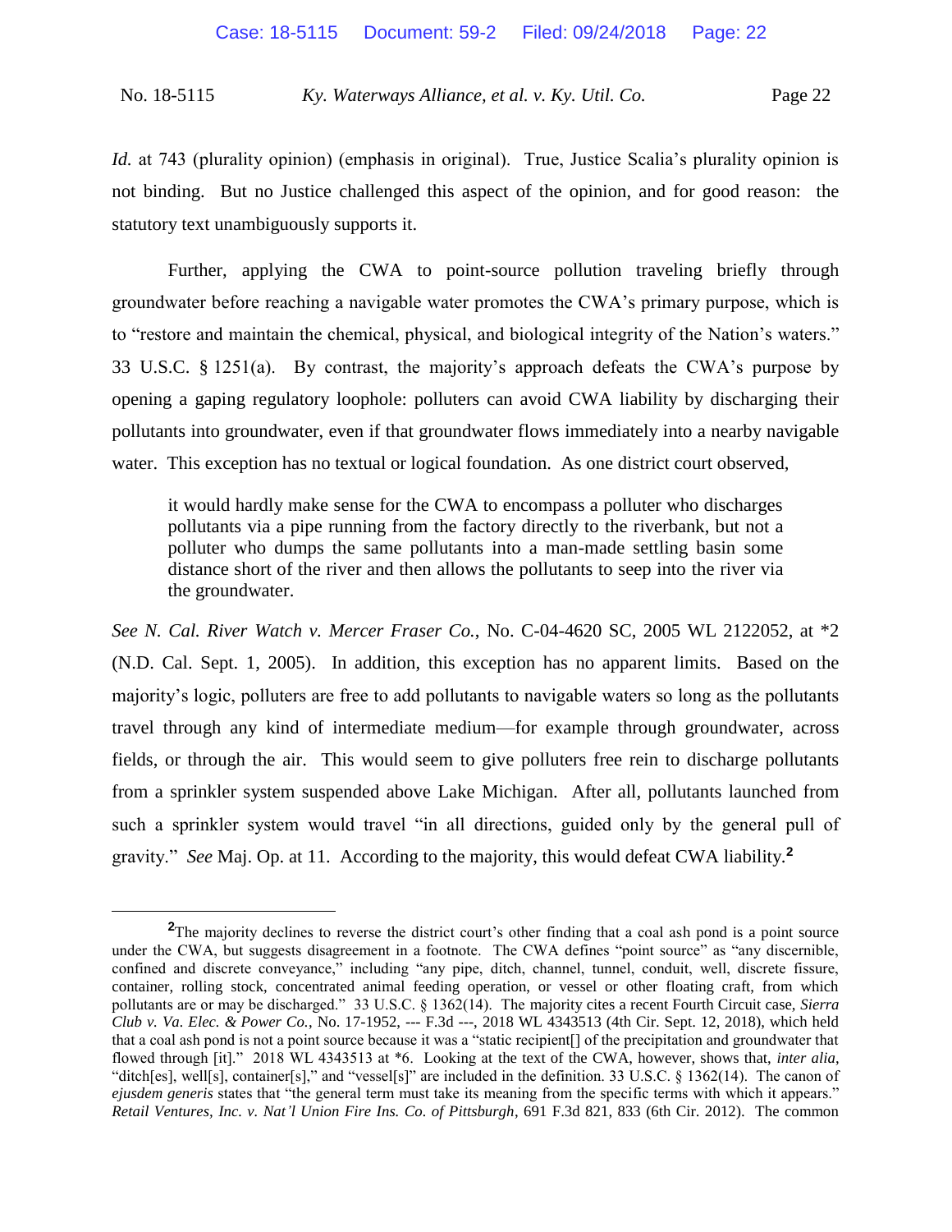*Id.* at 743 (plurality opinion) (emphasis in original). True, Justice Scalia's plurality opinion is not binding. But no Justice challenged this aspect of the opinion, and for good reason: the statutory text unambiguously supports it.

Further, applying the CWA to point-source pollution traveling briefly through groundwater before reaching a navigable water promotes the CWA's primary purpose, which is to "restore and maintain the chemical, physical, and biological integrity of the Nation's waters." 33 U.S.C. § 1251(a). By contrast, the majority's approach defeats the CWA's purpose by opening a gaping regulatory loophole: polluters can avoid CWA liability by discharging their pollutants into groundwater, even if that groundwater flows immediately into a nearby navigable water. This exception has no textual or logical foundation. As one district court observed,

> it would hardly make sense for the CWA to encompass a polluter who discharges pollutants via a pipe running from the factory directly to the riverbank, but not a polluter who dumps the same pollutants into a man-made settling basin some distance short of the river and then allows the pollutants to seep into the river via the groundwater.

*See N. Cal. River Watch v. Mercer Fraser Co.*, No. C-04-4620 SC, 2005 WL 2122052, at *2 (N.D. Cal. Sept. 1, 2005). In addition, this exception has no apparent limits. Based on the majority's logic, polluters are free to add pollutants to navigable waters so long as the pollutants travel through any kind of intermediate medium—for example through groundwater, across fields, or through the air. This would seem to give polluters free rein to discharge pollutants from a sprinkler system suspended above Lake Michigan. After all, pollutants launched from such a sprinkler system would travel "in all directions, guided only by the general pull of gravity." *See* Maj. Op. at 11. According to the majority, this would defeat CWA liability.[2]

---

[2]The majority declines to reverse the district court's other finding that a coal ash pond is a point source under the CWA, but suggests disagreement in a footnote. The CWA defines "point source" as "any discernible, confined and discrete conveyance," including "any pipe, ditch, channel, tunnel, conduit, well, discrete fissure, container, rolling stock, concentrated animal feeding operation, or vessel or other floating craft, from which pollutants are or may be discharged." 33 U.S.C. § 1362(14). The majority cites a recent Fourth Circuit case, *Sierra Club v. Va. Elec. & Power Co.*, No. 17-1952, --- F.3d ---, 2018 WL 4343513 (4th Cir. Sept. 12, 2018), which held that a coal ash pond is not a point source because it was a "static recipient[] of the precipitation and groundwater that flowed through [it]." 2018 WL 4343513 at *6. Looking at the text of the CWA, however, shows that, *inter alia*, "ditch[es], well[s], container[s]," and "vessel[s]" are included in the definition. 33 U.S.C. § 1362(14). The canon of *ejusdem generis* states that "the general term must take its meaning from the specific terms with which it appears." *Retail Ventures, Inc. v. Nat'l Union Fire Ins. Co. of Pittsburgh*, 691 F.3d 821, 833 (6th Cir. 2012). The common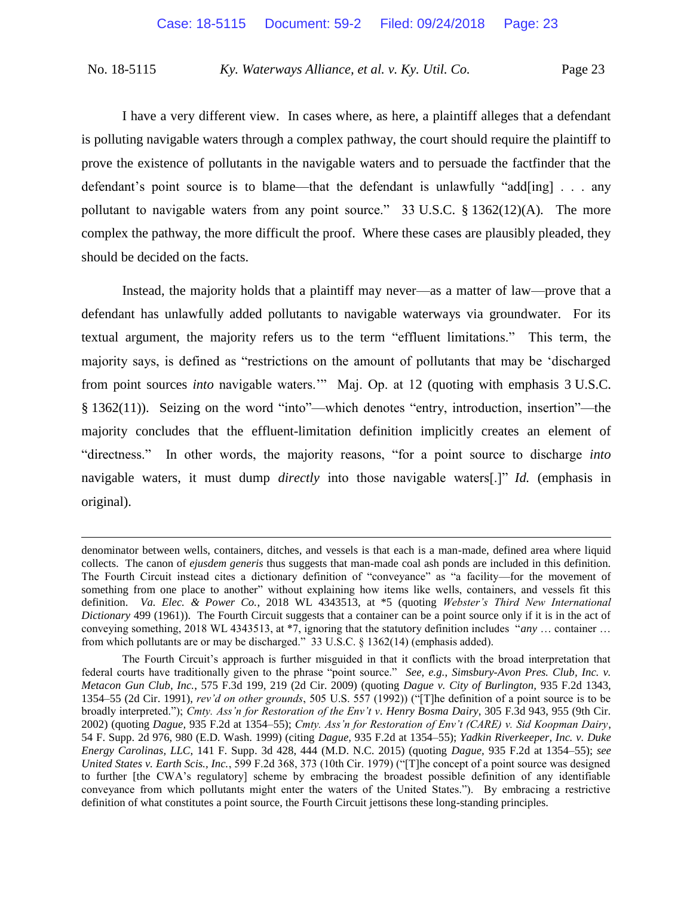I have a very different view. In cases where, as here, a plaintiff alleges that a defendant is polluting navigable waters through a complex pathway, the court should require the plaintiff to prove the existence of pollutants in the navigable waters and to persuade the factfinder that the defendant's point source is to blame—that the defendant is unlawfully "add[ing] . . . any pollutant to navigable waters from any point source." 33 U.S.C. § 1362(12)(A). The more complex the pathway, the more difficult the proof. Where these cases are plausibly pleaded, they should be decided on the facts.

Instead, the majority holds that a plaintiff may never—as a matter of law—prove that a defendant has unlawfully added pollutants to navigable waterways via groundwater. For its textual argument, the majority refers us to the term "effluent limitations." This term, the majority says, is defined as "restrictions on the amount of pollutants that may be 'discharged from point sources *into* navigable waters.'" Maj. Op. at 12 (quoting with emphasis 3 U.S.C. § 1362(11)). Seizing on the word "into"—which denotes "entry, introduction, insertion"—the majority concludes that the effluent-limitation definition implicitly creates an element of "directness." In other words, the majority reasons, "for a point source to discharge *into* navigable waters, it must dump *directly* into those navigable waters[.]" *Id.* (emphasis in original).

---

denominator between wells, containers, ditches, and vessels is that each is a man-made, defined area where liquid collects. The canon of *ejusdem generis* thus suggests that man-made coal ash ponds are included in this definition. The Fourth Circuit instead cites a dictionary definition of "conveyance" as "a facility—for the movement of something from one place to another" without explaining how items like wells, containers, and vessels fit this definition. *Va. Elec. & Power Co.*, 2018 WL 4343513, at \*5 (quoting *Webster's Third New International Dictionary* 499 (1961)). The Fourth Circuit suggests that a container can be a point source only if it is in the act of conveying something, 2018 WL 4343513, at \*7, ignoring that the statutory definition includes "*any* … container … from which pollutants are or may be discharged." 33 U.S.C. § 1362(14) (emphasis added).

The Fourth Circuit's approach is further misguided in that it conflicts with the broad interpretation that federal courts have traditionally given to the phrase "point source." *See, e.g.*, *Simsbury-Avon Pres. Club, Inc. v. Metacon Gun Club, Inc.*, 575 F.3d 199, 219 (2d Cir. 2009) (quoting *Dague v. City of Burlington*, 935 F.2d 1343, 1354–55 (2d Cir. 1991), *rev'd on other grounds*, 505 U.S. 557 (1992)) ("[T]he definition of a point source is to be broadly interpreted."); *Cmty. Ass'n for Restoration of the Env't v. Henry Bosma Dairy*, 305 F.3d 943, 955 (9th Cir. 2002) (quoting *Dague*, 935 F.2d at 1354–55); *Cmty. Ass'n for Restoration of Env't (CARE) v. Sid Koopman Dairy*, 54 F. Supp. 2d 976, 980 (E.D. Wash. 1999) (citing *Dague*, 935 F.2d at 1354–55); *Yadkin Riverkeeper, Inc. v. Duke Energy Carolinas, LLC*, 141 F. Supp. 3d 428, 444 (M.D. N.C. 2015) (quoting *Dague*, 935 F.2d at 1354–55); *see United States v. Earth Scis., Inc.*, 599 F.2d 368, 373 (10th Cir. 1979) ("[T]he concept of a point source was designed to further [the CWA's regulatory] scheme by embracing the broadest possible definition of any identifiable conveyance from which pollutants might enter the waters of the United States."). By embracing a restrictive definition of what constitutes a point source, the Fourth Circuit jettisons these long-standing principles.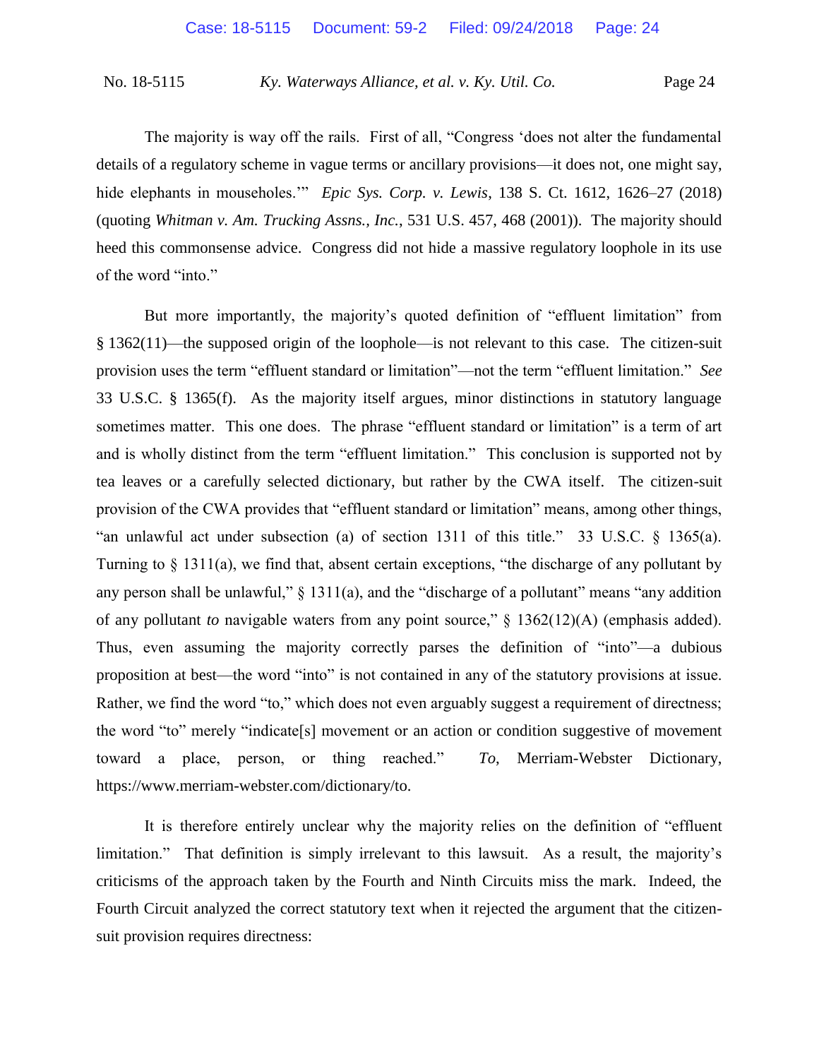The majority is way off the rails. First of all, "Congress 'does not alter the fundamental details of a regulatory scheme in vague terms or ancillary provisions—it does not, one might say, hide elephants in mouseholes.'" *Epic Sys. Corp. v. Lewis*, 138 S. Ct. 1612, 1626–27 (2018) (quoting *Whitman v. Am. Trucking Assns., Inc.*, 531 U.S. 457, 468 (2001)). The majority should heed this commonsense advice. Congress did not hide a massive regulatory loophole in its use of the word "into."

But more importantly, the majority's quoted definition of "effluent limitation" from § 1362(11)—the supposed origin of the loophole—is not relevant to this case. The citizen-suit provision uses the term "effluent standard or limitation"—not the term "effluent limitation." *See* 33 U.S.C. § 1365(f). As the majority itself argues, minor distinctions in statutory language sometimes matter. This one does. The phrase "effluent standard or limitation" is a term of art and is wholly distinct from the term "effluent limitation." This conclusion is supported not by tea leaves or a carefully selected dictionary, but rather by the CWA itself. The citizen-suit provision of the CWA provides that "effluent standard or limitation" means, among other things, "an unlawful act under subsection (a) of section 1311 of this title." 33 U.S.C. § 1365(a). Turning to § 1311(a), we find that, absent certain exceptions, "the discharge of any pollutant by any person shall be unlawful," § 1311(a), and the "discharge of a pollutant" means "any addition of any pollutant *to* navigable waters from any point source," § 1362(12)(A) (emphasis added). Thus, even assuming the majority correctly parses the definition of "into"—a dubious proposition at best—the word "into" is not contained in any of the statutory provisions at issue. Rather, we find the word "to," which does not even arguably suggest a requirement of directness; the word "to" merely "indicate[s] movement or an action or condition suggestive of movement toward a place, person, or thing reached." *To*, Merriam-Webster Dictionary, https://www.merriam-webster.com/dictionary/to.

It is therefore entirely unclear why the majority relies on the definition of "effluent limitation." That definition is simply irrelevant to this lawsuit. As a result, the majority's criticisms of the approach taken by the Fourth and Ninth Circuits miss the mark. Indeed, the Fourth Circuit analyzed the correct statutory text when it rejected the argument that the citizen-suit provision requires directness: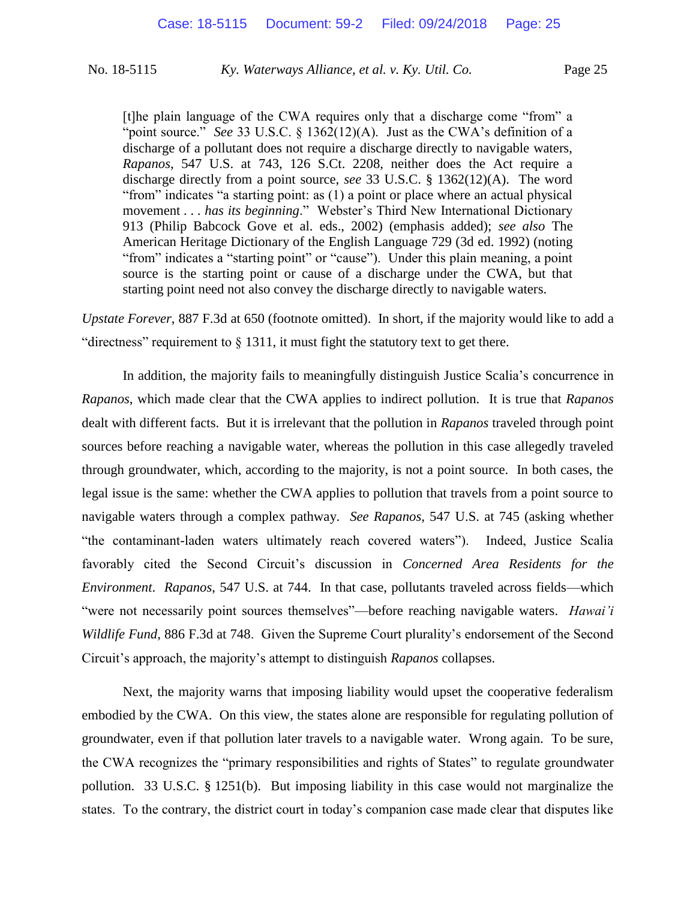> [t]he plain language of the CWA requires only that a discharge come "from" a "point source." *See* 33 U.S.C. § 1362(12)(A). Just as the CWA's definition of a discharge of a pollutant does not require a discharge directly to navigable waters, *Rapanos*, 547 U.S. at 743, 126 S.Ct. 2208, neither does the Act require a discharge directly from a point source, *see* 33 U.S.C. § 1362(12)(A). The word "from" indicates "a starting point: as (1) a point or place where an actual physical movement . . . *has its beginning*." Webster's Third New International Dictionary 913 (Philip Babcock Gove et al. eds., 2002) (emphasis added); *see also* The American Heritage Dictionary of the English Language 729 (3d ed. 1992) (noting "from" indicates a "starting point" or "cause"). Under this plain meaning, a point source is the starting point or cause of a discharge under the CWA, but that starting point need not also convey the discharge directly to navigable waters.

*Upstate Forever*, 887 F.3d at 650 (footnote omitted). In short, if the majority would like to add a "directness" requirement to § 1311, it must fight the statutory text to get there.

In addition, the majority fails to meaningfully distinguish Justice Scalia's concurrence in *Rapanos*, which made clear that the CWA applies to indirect pollution. It is true that *Rapanos* dealt with different facts. But it is irrelevant that the pollution in *Rapanos* traveled through point sources before reaching a navigable water, whereas the pollution in this case allegedly traveled through groundwater, which, according to the majority, is not a point source. In both cases, the legal issue is the same: whether the CWA applies to pollution that travels from a point source to navigable waters through a complex pathway. *See Rapanos*, 547 U.S. at 745 (asking whether "the contaminant-laden waters ultimately reach covered waters"). Indeed, Justice Scalia favorably cited the Second Circuit's discussion in *Concerned Area Residents for the Environment*. *Rapanos*, 547 U.S. at 744. In that case, pollutants traveled across fields—which "were not necessarily point sources themselves"—before reaching navigable waters. *Hawai'i Wildlife Fund*, 886 F.3d at 748. Given the Supreme Court plurality's endorsement of the Second Circuit's approach, the majority's attempt to distinguish *Rapanos* collapses.

Next, the majority warns that imposing liability would upset the cooperative federalism embodied by the CWA. On this view, the states alone are responsible for regulating pollution of groundwater, even if that pollution later travels to a navigable water. Wrong again. To be sure, the CWA recognizes the "primary responsibilities and rights of States" to regulate groundwater pollution. 33 U.S.C. § 1251(b). But imposing liability in this case would not marginalize the states. To the contrary, the district court in today's companion case made clear that disputes like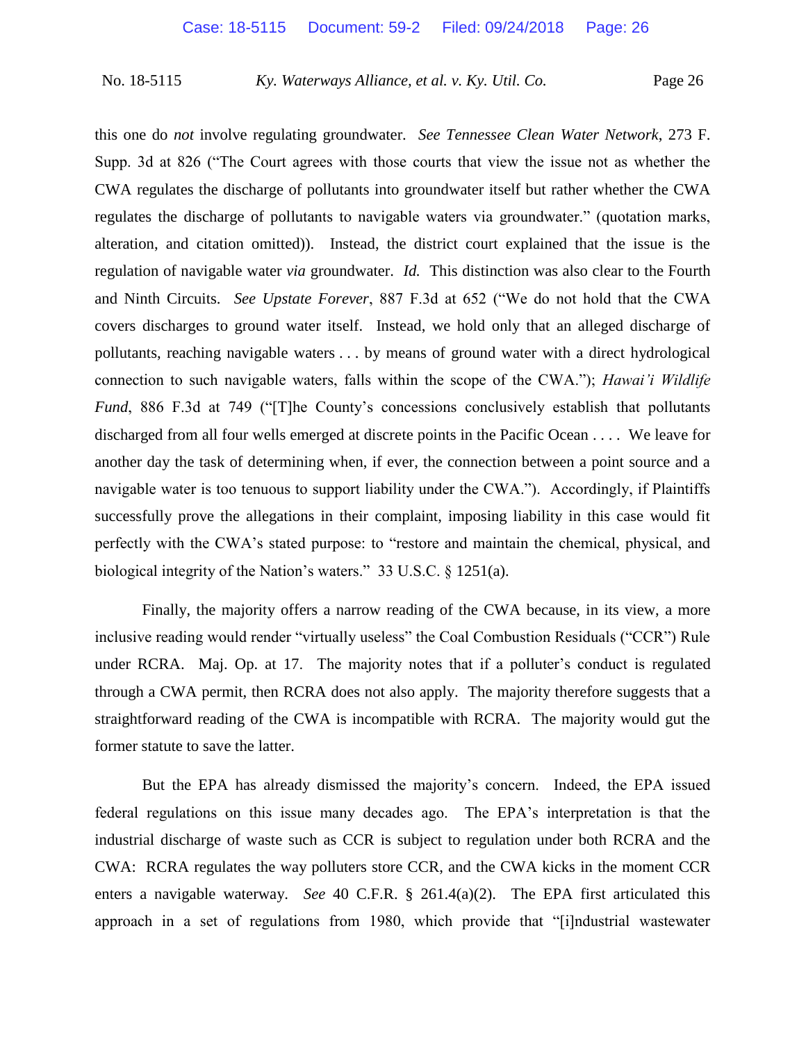this one do *not* involve regulating groundwater. *See Tennessee Clean Water Network*, 273 F. Supp. 3d at 826 ("The Court agrees with those courts that view the issue not as whether the CWA regulates the discharge of pollutants into groundwater itself but rather whether the CWA regulates the discharge of pollutants to navigable waters via groundwater." (quotation marks, alteration, and citation omitted)). Instead, the district court explained that the issue is the regulation of navigable water *via* groundwater. *Id.* This distinction was also clear to the Fourth and Ninth Circuits. *See Upstate Forever*, 887 F.3d at 652 ("We do not hold that the CWA covers discharges to ground water itself. Instead, we hold only that an alleged discharge of pollutants, reaching navigable waters . . . by means of ground water with a direct hydrological connection to such navigable waters, falls within the scope of the CWA."); *Hawai'i Wildlife Fund*, 886 F.3d at 749 ("[T]he County's concessions conclusively establish that pollutants discharged from all four wells emerged at discrete points in the Pacific Ocean . . . . We leave for another day the task of determining when, if ever, the connection between a point source and a navigable water is too tenuous to support liability under the CWA."). Accordingly, if Plaintiffs successfully prove the allegations in their complaint, imposing liability in this case would fit perfectly with the CWA's stated purpose: to "restore and maintain the chemical, physical, and biological integrity of the Nation's waters." 33 U.S.C. § 1251(a).

Finally, the majority offers a narrow reading of the CWA because, in its view, a more inclusive reading would render "virtually useless" the Coal Combustion Residuals ("CCR") Rule under RCRA. Maj. Op. at 17. The majority notes that if a polluter's conduct is regulated through a CWA permit, then RCRA does not also apply. The majority therefore suggests that a straightforward reading of the CWA is incompatible with RCRA. The majority would gut the former statute to save the latter.

But the EPA has already dismissed the majority's concern. Indeed, the EPA issued federal regulations on this issue many decades ago. The EPA's interpretation is that the industrial discharge of waste such as CCR is subject to regulation under both RCRA and the CWA: RCRA regulates the way polluters store CCR, and the CWA kicks in the moment CCR enters a navigable waterway. *See* 40 C.F.R. § 261.4(a)(2). The EPA first articulated this approach in a set of regulations from 1980, which provide that "[i]ndustrial wastewater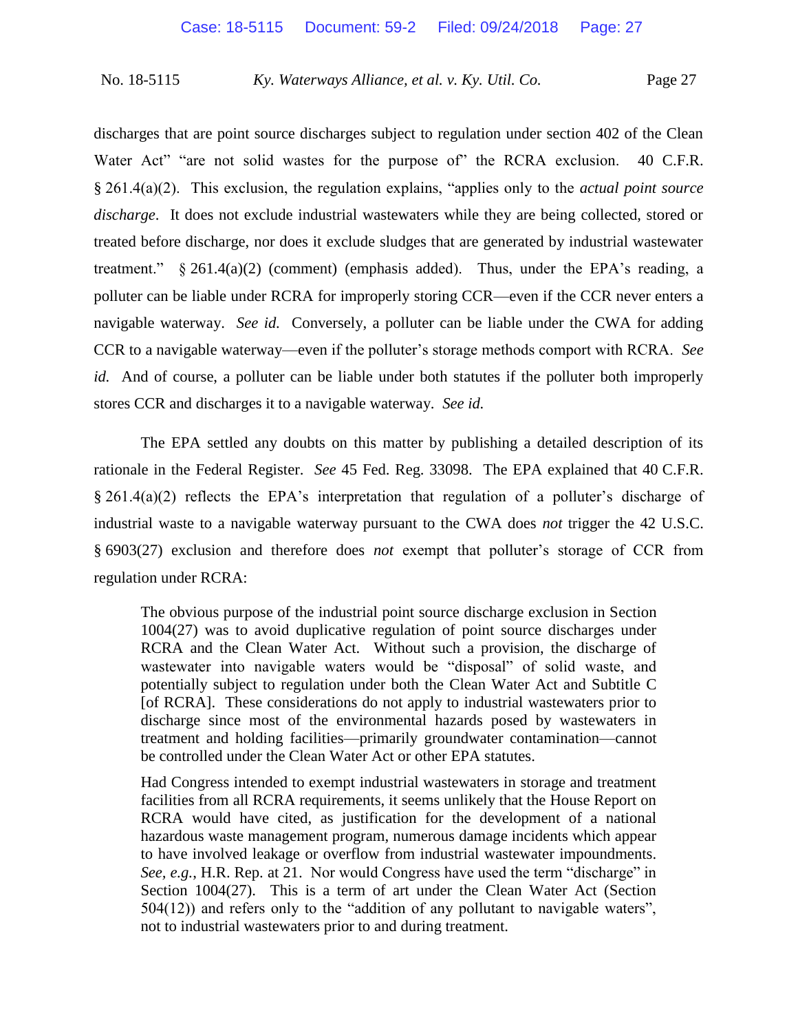discharges that are point source discharges subject to regulation under section 402 of the Clean Water Act" "are not solid wastes for the purpose of" the RCRA exclusion. 40 C.F.R. § 261.4(a)(2). This exclusion, the regulation explains, "applies only to the *actual point source discharge*. It does not exclude industrial wastewaters while they are being collected, stored or treated before discharge, nor does it exclude sludges that are generated by industrial wastewater treatment." § 261.4(a)(2) (comment) (emphasis added). Thus, under the EPA's reading, a polluter can be liable under RCRA for improperly storing CCR—even if the CCR never enters a navigable waterway. *See id.* Conversely, a polluter can be liable under the CWA for adding CCR to a navigable waterway—even if the polluter's storage methods comport with RCRA. *See id.* And of course, a polluter can be liable under both statutes if the polluter both improperly stores CCR and discharges it to a navigable waterway. *See id.*

The EPA settled any doubts on this matter by publishing a detailed description of its rationale in the Federal Register. *See* 45 Fed. Reg. 33098. The EPA explained that 40 C.F.R. § 261.4(a)(2) reflects the EPA's interpretation that regulation of a polluter's discharge of industrial waste to a navigable waterway pursuant to the CWA does *not* trigger the 42 U.S.C. § 6903(27) exclusion and therefore does *not* exempt that polluter's storage of CCR from regulation under RCRA:

> The obvious purpose of the industrial point source discharge exclusion in Section 1004(27) was to avoid duplicative regulation of point source discharges under RCRA and the Clean Water Act. Without such a provision, the discharge of wastewater into navigable waters would be "disposal" of solid waste, and potentially subject to regulation under both the Clean Water Act and Subtitle C [of RCRA]. These considerations do not apply to industrial wastewaters prior to discharge since most of the environmental hazards posed by wastewaters in treatment and holding facilities—primarily groundwater contamination—cannot be controlled under the Clean Water Act or other EPA statutes.
>
> Had Congress intended to exempt industrial wastewaters in storage and treatment facilities from all RCRA requirements, it seems unlikely that the House Report on RCRA would have cited, as justification for the development of a national hazardous waste management program, numerous damage incidents which appear to have involved leakage or overflow from industrial wastewater impoundments. *See, e.g.*, H.R. Rep. at 21. Nor would Congress have used the term "discharge" in Section 1004(27). This is a term of art under the Clean Water Act (Section 504(12)) and refers only to the "addition of any pollutant to navigable waters", not to industrial wastewaters prior to and during treatment.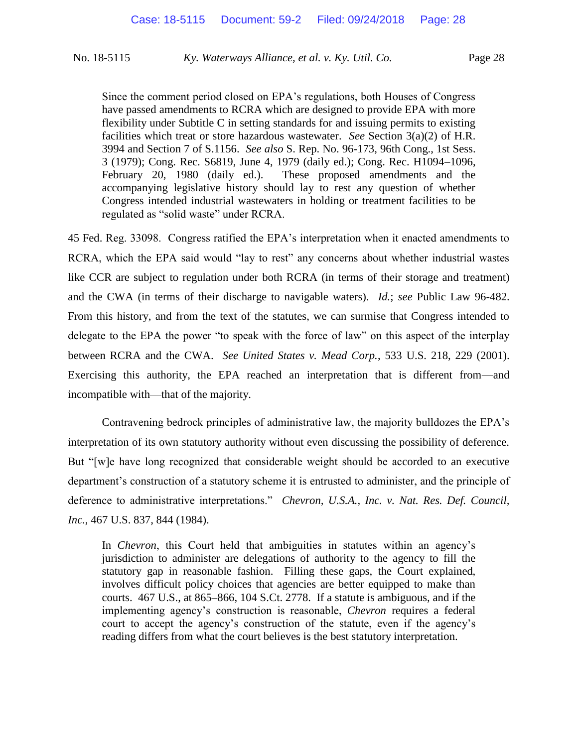> Since the comment period closed on EPA's regulations, both Houses of Congress have passed amendments to RCRA which are designed to provide EPA with more flexibility under Subtitle C in setting standards for and issuing permits to existing facilities which treat or store hazardous wastewater. *See* Section 3(a)(2) of H.R. 3994 and Section 7 of S.1156. *See also* S. Rep. No. 96-173, 96th Cong., 1st Sess. 3 (1979); Cong. Rec. S6819, June 4, 1979 (daily ed.); Cong. Rec. H1094–1096, February 20, 1980 (daily ed.). These proposed amendments and the accompanying legislative history should lay to rest any question of whether Congress intended industrial wastewaters in holding or treatment facilities to be regulated as "solid waste" under RCRA.

45 Fed. Reg. 33098. Congress ratified the EPA's interpretation when it enacted amendments to RCRA, which the EPA said would "lay to rest" any concerns about whether industrial wastes like CCR are subject to regulation under both RCRA (in terms of their storage and treatment) and the CWA (in terms of their discharge to navigable waters). *Id.*; *see* Public Law 96-482. From this history, and from the text of the statutes, we can surmise that Congress intended to delegate to the EPA the power "to speak with the force of law" on this aspect of the interplay between RCRA and the CWA. *See United States v. Mead Corp.*, 533 U.S. 218, 229 (2001). Exercising this authority, the EPA reached an interpretation that is different from—and incompatible with—that of the majority.

Contravening bedrock principles of administrative law, the majority bulldozes the EPA's interpretation of its own statutory authority without even discussing the possibility of deference. But "[w]e have long recognized that considerable weight should be accorded to an executive department's construction of a statutory scheme it is entrusted to administer, and the principle of deference to administrative interpretations." *Chevron, U.S.A., Inc. v. Nat. Res. Def. Council, Inc.*, 467 U.S. 837, 844 (1984).

> In *Chevron*, this Court held that ambiguities in statutes within an agency's jurisdiction to administer are delegations of authority to the agency to fill the statutory gap in reasonable fashion. Filling these gaps, the Court explained, involves difficult policy choices that agencies are better equipped to make than courts. 467 U.S., at 865–866, 104 S.Ct. 2778. If a statute is ambiguous, and if the implementing agency's construction is reasonable, *Chevron* requires a federal court to accept the agency's construction of the statute, even if the agency's reading differs from what the court believes is the best statutory interpretation.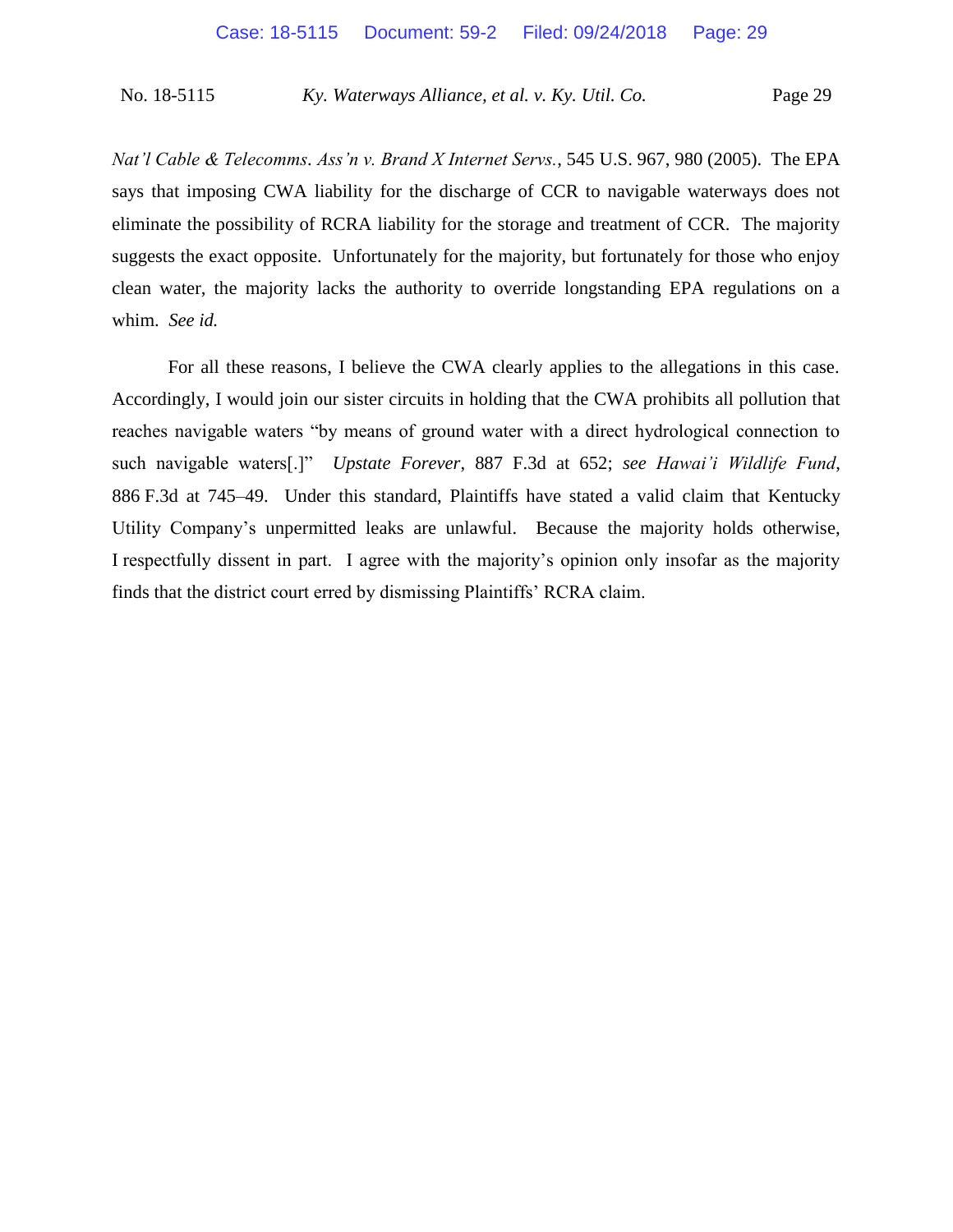*Nat'l Cable & Telecomms. Ass'n v. Brand X Internet Servs.*, 545 U.S. 967, 980 (2005). The EPA says that imposing CWA liability for the discharge of CCR to navigable waterways does not eliminate the possibility of RCRA liability for the storage and treatment of CCR. The majority suggests the exact opposite. Unfortunately for the majority, but fortunately for those who enjoy clean water, the majority lacks the authority to override longstanding EPA regulations on a whim. *See id.*

For all these reasons, I believe the CWA clearly applies to the allegations in this case. Accordingly, I would join our sister circuits in holding that the CWA prohibits all pollution that reaches navigable waters "by means of ground water with a direct hydrological connection to such navigable waters[.]" *Upstate Forever*, 887 F.3d at 652; *see Hawai'i Wildlife Fund*, 886 F.3d at 745–49. Under this standard, Plaintiffs have stated a valid claim that Kentucky Utility Company's unpermitted leaks are unlawful. Because the majority holds otherwise, I respectfully dissent in part. I agree with the majority's opinion only insofar as the majority finds that the district court erred by dismissing Plaintiffs' RCRA claim.